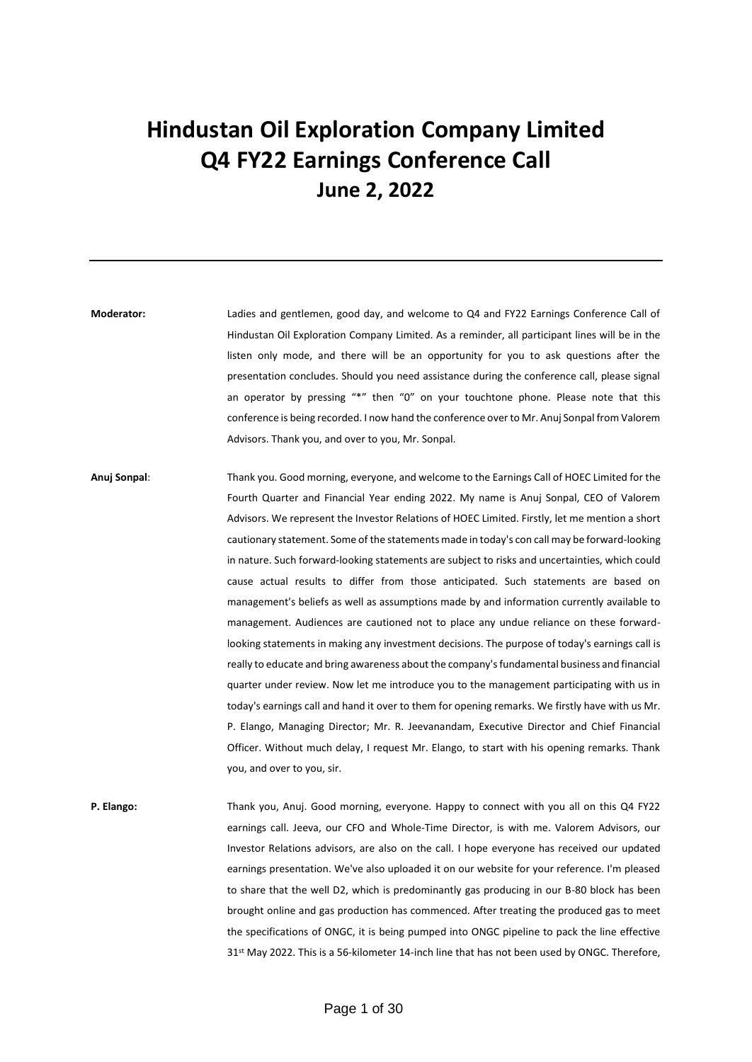# Hindustan Oil Exploration Company Limited
# Q4 FY22 Earnings Conference Call
## June 2, 2022

---

**Moderator:** Ladies and gentlemen, good day, and welcome to Q4 and FY22 Earnings Conference Call of Hindustan Oil Exploration Company Limited. As a reminder, all participant lines will be in the listen only mode, and there will be an opportunity for you to ask questions after the presentation concludes. Should you need assistance during the conference call, please signal an operator by pressing "*" then "0" on your touchtone phone. Please note that this conference is being recorded. I now hand the conference over to Mr. Anuj Sonpal from Valorem Advisors. Thank you, and over to you, Mr. Sonpal.

**Anuj Sonpal**: Thank you. Good morning, everyone, and welcome to the Earnings Call of HOEC Limited for the Fourth Quarter and Financial Year ending 2022. My name is Anuj Sonpal, CEO of Valorem Advisors. We represent the Investor Relations of HOEC Limited. Firstly, let me mention a short cautionary statement. Some of the statements made in today's con call may be forward-looking in nature. Such forward-looking statements are subject to risks and uncertainties, which could cause actual results to differ from those anticipated. Such statements are based on management's beliefs as well as assumptions made by and information currently available to management. Audiences are cautioned not to place any undue reliance on these forward-looking statements in making any investment decisions. The purpose of today's earnings call is really to educate and bring awareness about the company's fundamental business and financial quarter under review. Now let me introduce you to the management participating with us in today's earnings call and hand it over to them for opening remarks. We firstly have with us Mr. P. Elango, Managing Director; Mr. R. Jeevanandam, Executive Director and Chief Financial Officer. Without much delay, I request Mr. Elango, to start with his opening remarks. Thank you, and over to you, sir.

**P. Elango:** Thank you, Anuj. Good morning, everyone. Happy to connect with you all on this Q4 FY22 earnings call. Jeeva, our CFO and Whole-Time Director, is with me. Valorem Advisors, our Investor Relations advisors, are also on the call. I hope everyone has received our updated earnings presentation. We've also uploaded it on our website for your reference. I'm pleased to share that the well D2, which is predominantly gas producing in our B-80 block has been brought online and gas production has commenced. After treating the produced gas to meet the specifications of ONGC, it is being pumped into ONGC pipeline to pack the line effective 31st May 2022. This is a 56-kilometer 14-inch line that has not been used by ONGC. Therefore,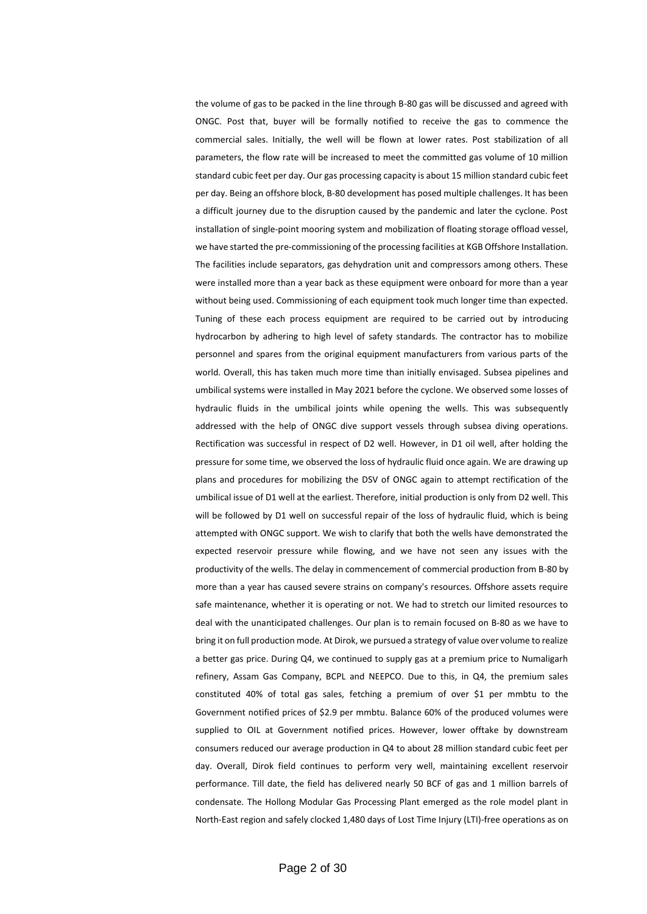the volume of gas to be packed in the line through B-80 gas will be discussed and agreed with ONGC. Post that, buyer will be formally notified to receive the gas to commence the commercial sales. Initially, the well will be flown at lower rates. Post stabilization of all parameters, the flow rate will be increased to meet the committed gas volume of 10 million standard cubic feet per day. Our gas processing capacity is about 15 million standard cubic feet per day. Being an offshore block, B-80 development has posed multiple challenges. It has been a difficult journey due to the disruption caused by the pandemic and later the cyclone. Post installation of single-point mooring system and mobilization of floating storage offload vessel, we have started the pre-commissioning of the processing facilities at KGB Offshore Installation. The facilities include separators, gas dehydration unit and compressors among others. These were installed more than a year back as these equipment were onboard for more than a year without being used. Commissioning of each equipment took much longer time than expected. Tuning of these each process equipment are required to be carried out by introducing hydrocarbon by adhering to high level of safety standards. The contractor has to mobilize personnel and spares from the original equipment manufacturers from various parts of the world. Overall, this has taken much more time than initially envisaged. Subsea pipelines and umbilical systems were installed in May 2021 before the cyclone. We observed some losses of hydraulic fluids in the umbilical joints while opening the wells. This was subsequently addressed with the help of ONGC dive support vessels through subsea diving operations. Rectification was successful in respect of D2 well. However, in D1 oil well, after holding the pressure for some time, we observed the loss of hydraulic fluid once again. We are drawing up plans and procedures for mobilizing the DSV of ONGC again to attempt rectification of the umbilical issue of D1 well at the earliest. Therefore, initial production is only from D2 well. This will be followed by D1 well on successful repair of the loss of hydraulic fluid, which is being attempted with ONGC support. We wish to clarify that both the wells have demonstrated the expected reservoir pressure while flowing, and we have not seen any issues with the productivity of the wells. The delay in commencement of commercial production from B-80 by more than a year has caused severe strains on company's resources. Offshore assets require safe maintenance, whether it is operating or not. We had to stretch our limited resources to deal with the unanticipated challenges. Our plan is to remain focused on B-80 as we have to bring it on full production mode. At Dirok, we pursued a strategy of value over volume to realize a better gas price. During Q4, we continued to supply gas at a premium price to Numaligarh refinery, Assam Gas Company, BCPL and NEEPCO. Due to this, in Q4, the premium sales constituted 40% of total gas sales, fetching a premium of over $1 per mmbtu to the Government notified prices of $2.9 per mmbtu. Balance 60% of the produced volumes were supplied to OIL at Government notified prices. However, lower offtake by downstream consumers reduced our average production in Q4 to about 28 million standard cubic feet per day. Overall, Dirok field continues to perform very well, maintaining excellent reservoir performance. Till date, the field has delivered nearly 50 BCF of gas and 1 million barrels of condensate. The Hollong Modular Gas Processing Plant emerged as the role model plant in North-East region and safely clocked 1,480 days of Lost Time Injury (LTI)-free operations as on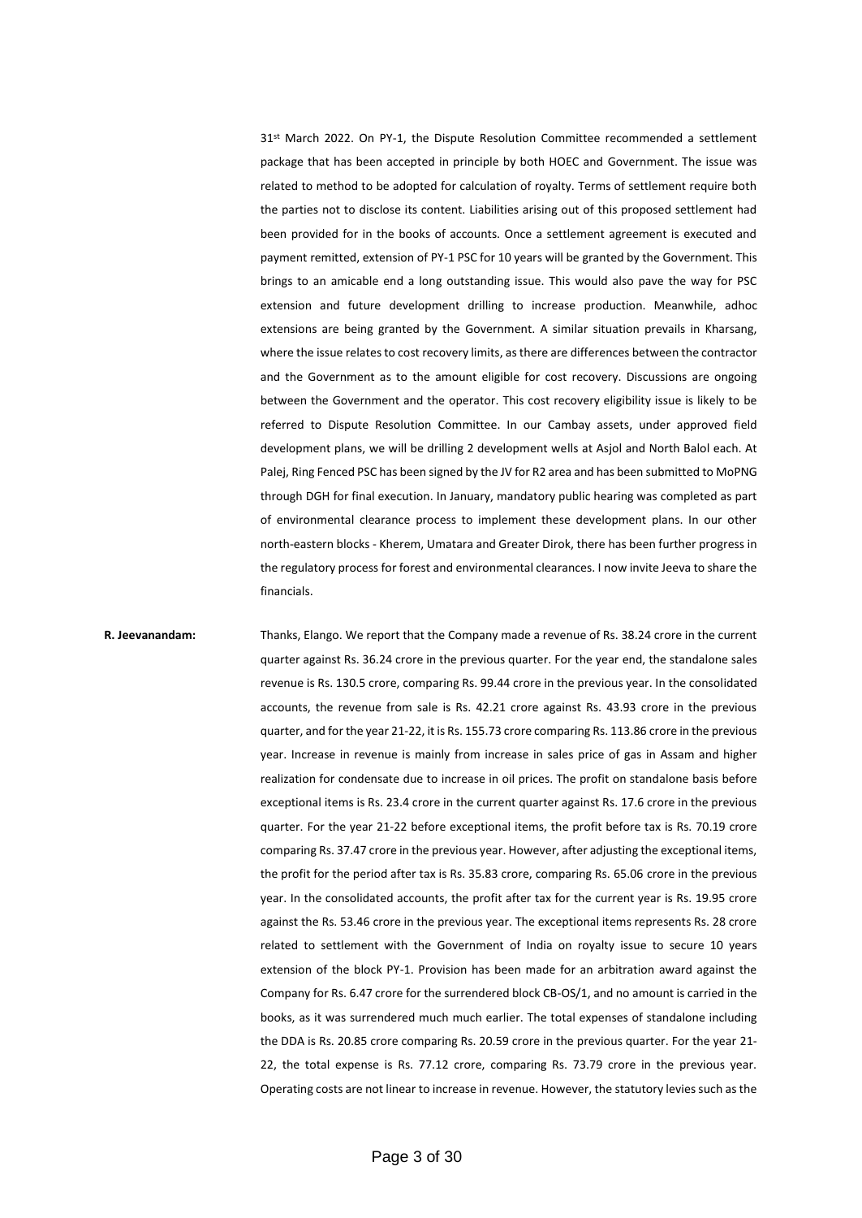31st March 2022. On PY-1, the Dispute Resolution Committee recommended a settlement package that has been accepted in principle by both HOEC and Government. The issue was related to method to be adopted for calculation of royalty. Terms of settlement require both the parties not to disclose its content. Liabilities arising out of this proposed settlement had been provided for in the books of accounts. Once a settlement agreement is executed and payment remitted, extension of PY-1 PSC for 10 years will be granted by the Government. This brings to an amicable end a long outstanding issue. This would also pave the way for PSC extension and future development drilling to increase production. Meanwhile, adhoc extensions are being granted by the Government. A similar situation prevails in Kharsang, where the issue relates to cost recovery limits, as there are differences between the contractor and the Government as to the amount eligible for cost recovery. Discussions are ongoing between the Government and the operator. This cost recovery eligibility issue is likely to be referred to Dispute Resolution Committee. In our Cambay assets, under approved field development plans, we will be drilling 2 development wells at Asjol and North Balol each. At Palej, Ring Fenced PSC has been signed by the JV for R2 area and has been submitted to MoPNG through DGH for final execution. In January, mandatory public hearing was completed as part of environmental clearance process to implement these development plans. In our other north-eastern blocks - Kherem, Umatara and Greater Dirok, there has been further progress in the regulatory process for forest and environmental clearances. I now invite Jeeva to share the financials.

**R. Jeevanandam:** Thanks, Elango. We report that the Company made a revenue of Rs. 38.24 crore in the current quarter against Rs. 36.24 crore in the previous quarter. For the year end, the standalone sales revenue is Rs. 130.5 crore, comparing Rs. 99.44 crore in the previous year. In the consolidated accounts, the revenue from sale is Rs. 42.21 crore against Rs. 43.93 crore in the previous quarter, and for the year 21-22, it is Rs. 155.73 crore comparing Rs. 113.86 crore in the previous year. Increase in revenue is mainly from increase in sales price of gas in Assam and higher realization for condensate due to increase in oil prices. The profit on standalone basis before exceptional items is Rs. 23.4 crore in the current quarter against Rs. 17.6 crore in the previous quarter. For the year 21-22 before exceptional items, the profit before tax is Rs. 70.19 crore comparing Rs. 37.47 crore in the previous year. However, after adjusting the exceptional items, the profit for the period after tax is Rs. 35.83 crore, comparing Rs. 65.06 crore in the previous year. In the consolidated accounts, the profit after tax for the current year is Rs. 19.95 crore against the Rs. 53.46 crore in the previous year. The exceptional items represents Rs. 28 crore related to settlement with the Government of India on royalty issue to secure 10 years extension of the block PY-1. Provision has been made for an arbitration award against the Company for Rs. 6.47 crore for the surrendered block CB-OS/1, and no amount is carried in the books, as it was surrendered much much earlier. The total expenses of standalone including the DDA is Rs. 20.85 crore comparing Rs. 20.59 crore in the previous quarter. For the year 21-22, the total expense is Rs. 77.12 crore, comparing Rs. 73.79 crore in the previous year. Operating costs are not linear to increase in revenue. However, the statutory levies such as the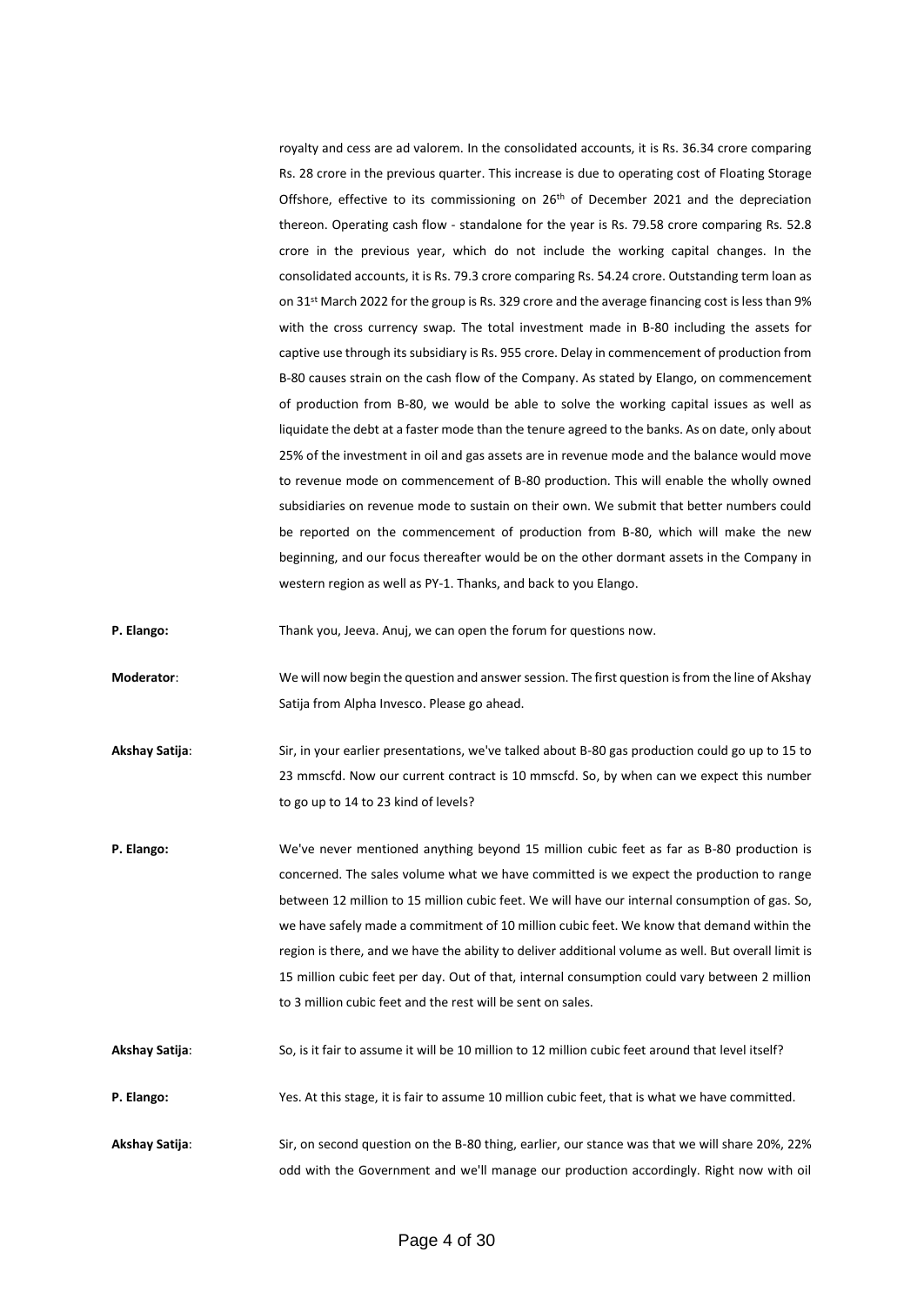royalty and cess are ad valorem. In the consolidated accounts, it is Rs. 36.34 crore comparing Rs. 28 crore in the previous quarter. This increase is due to operating cost of Floating Storage Offshore, effective to its commissioning on 26th of December 2021 and the depreciation thereon. Operating cash flow - standalone for the year is Rs. 79.58 crore comparing Rs. 52.8 crore in the previous year, which do not include the working capital changes. In the consolidated accounts, it is Rs. 79.3 crore comparing Rs. 54.24 crore. Outstanding term loan as on 31st March 2022 for the group is Rs. 329 crore and the average financing cost is less than 9% with the cross currency swap. The total investment made in B-80 including the assets for captive use through its subsidiary is Rs. 955 crore. Delay in commencement of production from B-80 causes strain on the cash flow of the Company. As stated by Elango, on commencement of production from B-80, we would be able to solve the working capital issues as well as liquidate the debt at a faster mode than the tenure agreed to the banks. As on date, only about 25% of the investment in oil and gas assets are in revenue mode and the balance would move to revenue mode on commencement of B-80 production. This will enable the wholly owned subsidiaries on revenue mode to sustain on their own. We submit that better numbers could be reported on the commencement of production from B-80, which will make the new beginning, and our focus thereafter would be on the other dormant assets in the Company in western region as well as PY-1. Thanks, and back to you Elango.

**P. Elango:** Thank you, Jeeva. Anuj, we can open the forum for questions now.

**Moderator**: We will now begin the question and answer session. The first question is from the line of Akshay Satija from Alpha Invesco. Please go ahead.

**Akshay Satija**: Sir, in your earlier presentations, we've talked about B-80 gas production could go up to 15 to 23 mmscfd. Now our current contract is 10 mmscfd. So, by when can we expect this number to go up to 14 to 23 kind of levels?

**P. Elango:** We've never mentioned anything beyond 15 million cubic feet as far as B-80 production is concerned. The sales volume what we have committed is we expect the production to range between 12 million to 15 million cubic feet. We will have our internal consumption of gas. So, we have safely made a commitment of 10 million cubic feet. We know that demand within the region is there, and we have the ability to deliver additional volume as well. But overall limit is 15 million cubic feet per day. Out of that, internal consumption could vary between 2 million to 3 million cubic feet and the rest will be sent on sales.

**Akshay Satija**: So, is it fair to assume it will be 10 million to 12 million cubic feet around that level itself?

**P. Elango:** Yes. At this stage, it is fair to assume 10 million cubic feet, that is what we have committed.

**Akshay Satija**: Sir, on second question on the B-80 thing, earlier, our stance was that we will share 20%, 22% odd with the Government and we'll manage our production accordingly. Right now with oil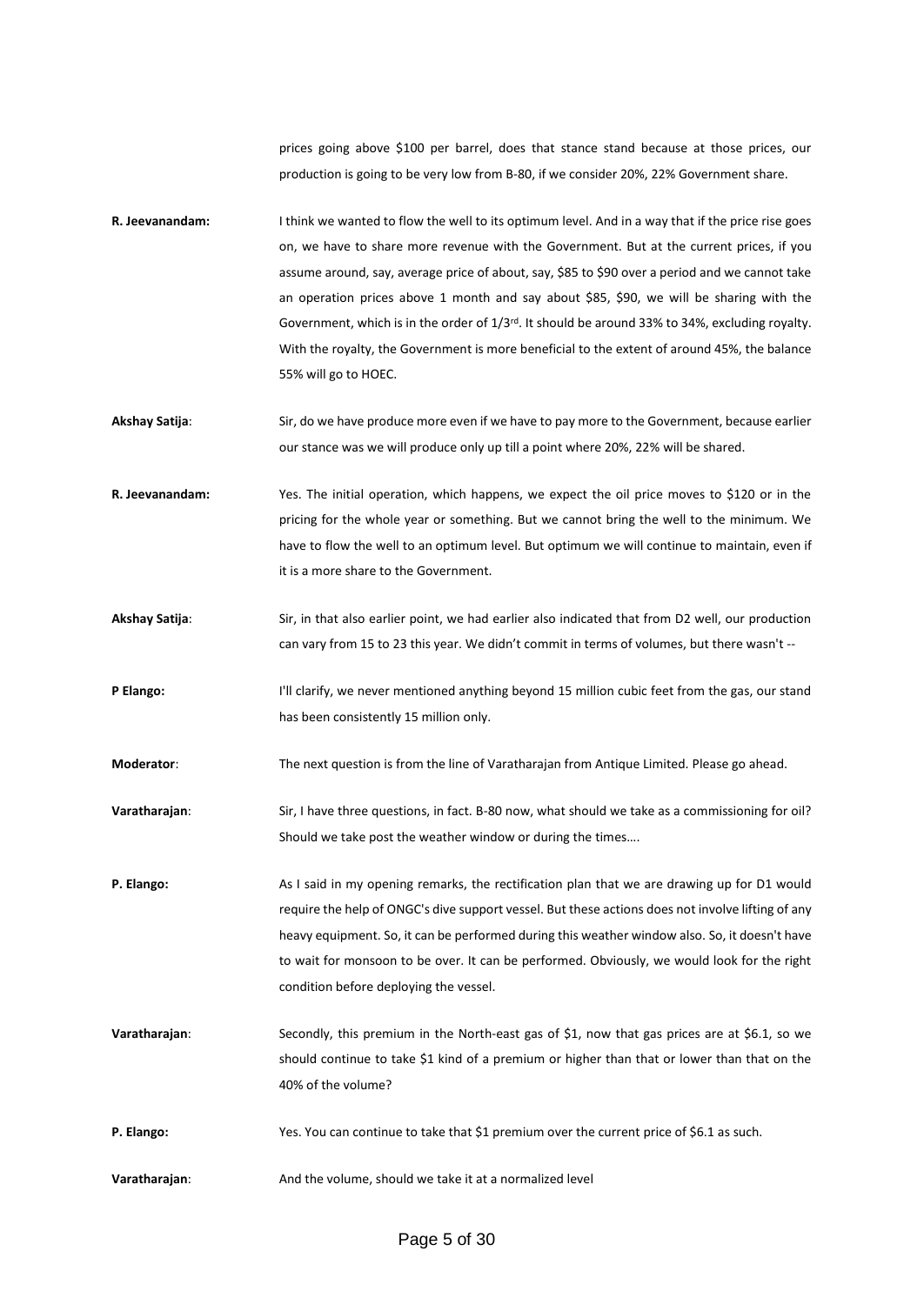prices going above $100 per barrel, does that stance stand because at those prices, our production is going to be very low from B-80, if we consider 20%, 22% Government share.

**R. Jeevanandam:** I think we wanted to flow the well to its optimum level. And in a way that if the price rise goes on, we have to share more revenue with the Government. But at the current prices, if you assume around, say, average price of about, say, $85 to $90 over a period and we cannot take an operation prices above 1 month and say about $85, $90, we will be sharing with the Government, which is in the order of 1/3rd. It should be around 33% to 34%, excluding royalty. With the royalty, the Government is more beneficial to the extent of around 45%, the balance 55% will go to HOEC.

**Akshay Satija**: Sir, do we have produce more even if we have to pay more to the Government, because earlier our stance was we will produce only up till a point where 20%, 22% will be shared.

**R. Jeevanandam:** Yes. The initial operation, which happens, we expect the oil price moves to $120 or in the pricing for the whole year or something. But we cannot bring the well to the minimum. We have to flow the well to an optimum level. But optimum we will continue to maintain, even if it is a more share to the Government.

**Akshay Satija**: Sir, in that also earlier point, we had earlier also indicated that from D2 well, our production can vary from 15 to 23 this year. We didn't commit in terms of volumes, but there wasn't --

**P Elango:** I'll clarify, we never mentioned anything beyond 15 million cubic feet from the gas, our stand has been consistently 15 million only.

**Moderator**: The next question is from the line of Varatharajan from Antique Limited. Please go ahead.

**Varatharajan**: Sir, I have three questions, in fact. B-80 now, what should we take as a commissioning for oil? Should we take post the weather window or during the times….

**P. Elango:** As I said in my opening remarks, the rectification plan that we are drawing up for D1 would require the help of ONGC's dive support vessel. But these actions does not involve lifting of any heavy equipment. So, it can be performed during this weather window also. So, it doesn't have to wait for monsoon to be over. It can be performed. Obviously, we would look for the right condition before deploying the vessel.

**Varatharajan**: Secondly, this premium in the North-east gas of $1, now that gas prices are at $6.1, so we should continue to take $1 kind of a premium or higher than that or lower than that on the 40% of the volume?

**P. Elango:** Yes. You can continue to take that $1 premium over the current price of $6.1 as such.

**Varatharajan**: And the volume, should we take it at a normalized level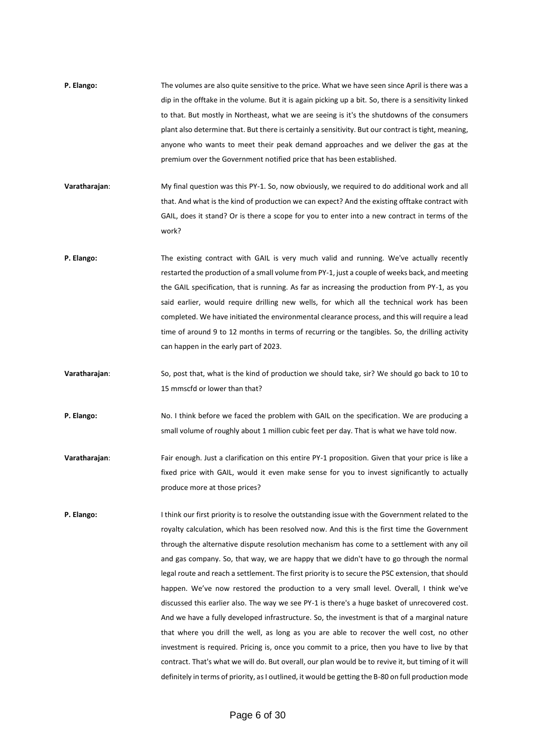**P. Elango:** The volumes are also quite sensitive to the price. What we have seen since April is there was a dip in the offtake in the volume. But it is again picking up a bit. So, there is a sensitivity linked to that. But mostly in Northeast, what we are seeing is it's the shutdowns of the consumers plant also determine that. But there is certainly a sensitivity. But our contract is tight, meaning, anyone who wants to meet their peak demand approaches and we deliver the gas at the premium over the Government notified price that has been established.

**Varatharajan**: My final question was this PY-1. So, now obviously, we required to do additional work and all that. And what is the kind of production we can expect? And the existing offtake contract with GAIL, does it stand? Or is there a scope for you to enter into a new contract in terms of the work?

**P. Elango:** The existing contract with GAIL is very much valid and running. We've actually recently restarted the production of a small volume from PY-1, just a couple of weeks back, and meeting the GAIL specification, that is running. As far as increasing the production from PY-1, as you said earlier, would require drilling new wells, for which all the technical work has been completed. We have initiated the environmental clearance process, and this will require a lead time of around 9 to 12 months in terms of recurring or the tangibles. So, the drilling activity can happen in the early part of 2023.

**Varatharajan**: So, post that, what is the kind of production we should take, sir? We should go back to 10 to 15 mmscfd or lower than that?

**P. Elango:** No. I think before we faced the problem with GAIL on the specification. We are producing a small volume of roughly about 1 million cubic feet per day. That is what we have told now.

**Varatharajan**: Fair enough. Just a clarification on this entire PY-1 proposition. Given that your price is like a fixed price with GAIL, would it even make sense for you to invest significantly to actually produce more at those prices?

**P. Elango:** I think our first priority is to resolve the outstanding issue with the Government related to the royalty calculation, which has been resolved now. And this is the first time the Government through the alternative dispute resolution mechanism has come to a settlement with any oil and gas company. So, that way, we are happy that we didn't have to go through the normal legal route and reach a settlement. The first priority is to secure the PSC extension, that should happen. We've now restored the production to a very small level. Overall, I think we've discussed this earlier also. The way we see PY-1 is there's a huge basket of unrecovered cost. And we have a fully developed infrastructure. So, the investment is that of a marginal nature that where you drill the well, as long as you are able to recover the well cost, no other investment is required. Pricing is, once you commit to a price, then you have to live by that contract. That's what we will do. But overall, our plan would be to revive it, but timing of it will definitely in terms of priority, as I outlined, it would be getting the B-80 on full production mode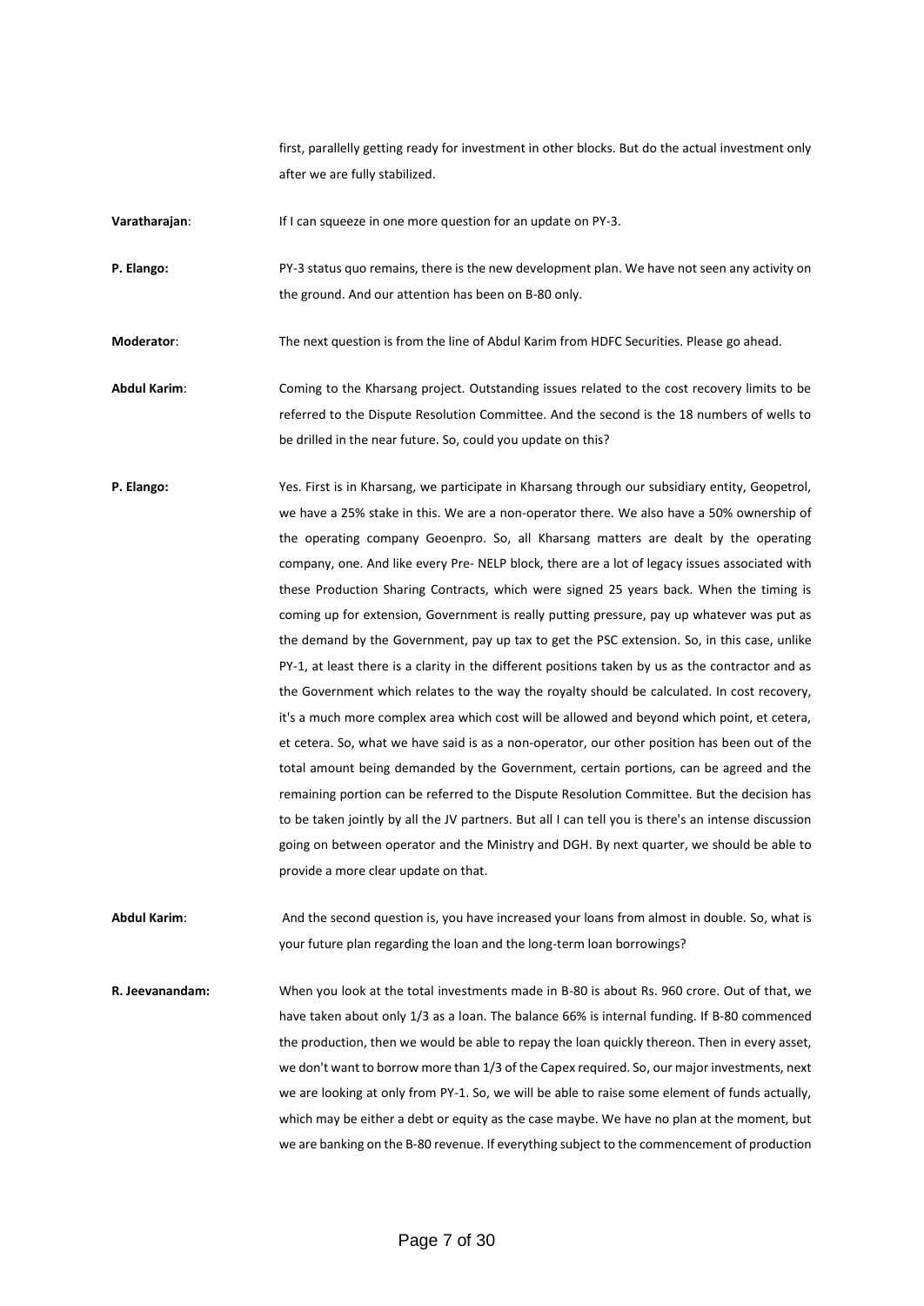first, parallelly getting ready for investment in other blocks. But do the actual investment only after we are fully stabilized.

**Varatharajan**: If I can squeeze in one more question for an update on PY-3.

**P. Elango:** PY-3 status quo remains, there is the new development plan. We have not seen any activity on the ground. And our attention has been on B-80 only.

**Moderator**: The next question is from the line of Abdul Karim from HDFC Securities. Please go ahead.

**Abdul Karim**: Coming to the Kharsang project. Outstanding issues related to the cost recovery limits to be referred to the Dispute Resolution Committee. And the second is the 18 numbers of wells to be drilled in the near future. So, could you update on this?

**P. Elango:** Yes. First is in Kharsang, we participate in Kharsang through our subsidiary entity, Geopetrol, we have a 25% stake in this. We are a non-operator there. We also have a 50% ownership of the operating company Geoenpro. So, all Kharsang matters are dealt by the operating company, one. And like every Pre- NELP block, there are a lot of legacy issues associated with these Production Sharing Contracts, which were signed 25 years back. When the timing is coming up for extension, Government is really putting pressure, pay up whatever was put as the demand by the Government, pay up tax to get the PSC extension. So, in this case, unlike PY-1, at least there is a clarity in the different positions taken by us as the contractor and as the Government which relates to the way the royalty should be calculated. In cost recovery, it's a much more complex area which cost will be allowed and beyond which point, et cetera, et cetera. So, what we have said is as a non-operator, our other position has been out of the total amount being demanded by the Government, certain portions, can be agreed and the remaining portion can be referred to the Dispute Resolution Committee. But the decision has to be taken jointly by all the JV partners. But all I can tell you is there's an intense discussion going on between operator and the Ministry and DGH. By next quarter, we should be able to provide a more clear update on that.

**Abdul Karim**: And the second question is, you have increased your loans from almost in double. So, what is your future plan regarding the loan and the long-term loan borrowings?

**R. Jeevanandam:** When you look at the total investments made in B-80 is about Rs. 960 crore. Out of that, we have taken about only 1/3 as a loan. The balance 66% is internal funding. If B-80 commenced the production, then we would be able to repay the loan quickly thereon. Then in every asset, we don't want to borrow more than 1/3 of the Capex required. So, our major investments, next we are looking at only from PY-1. So, we will be able to raise some element of funds actually, which may be either a debt or equity as the case maybe. We have no plan at the moment, but we are banking on the B-80 revenue. If everything subject to the commencement of production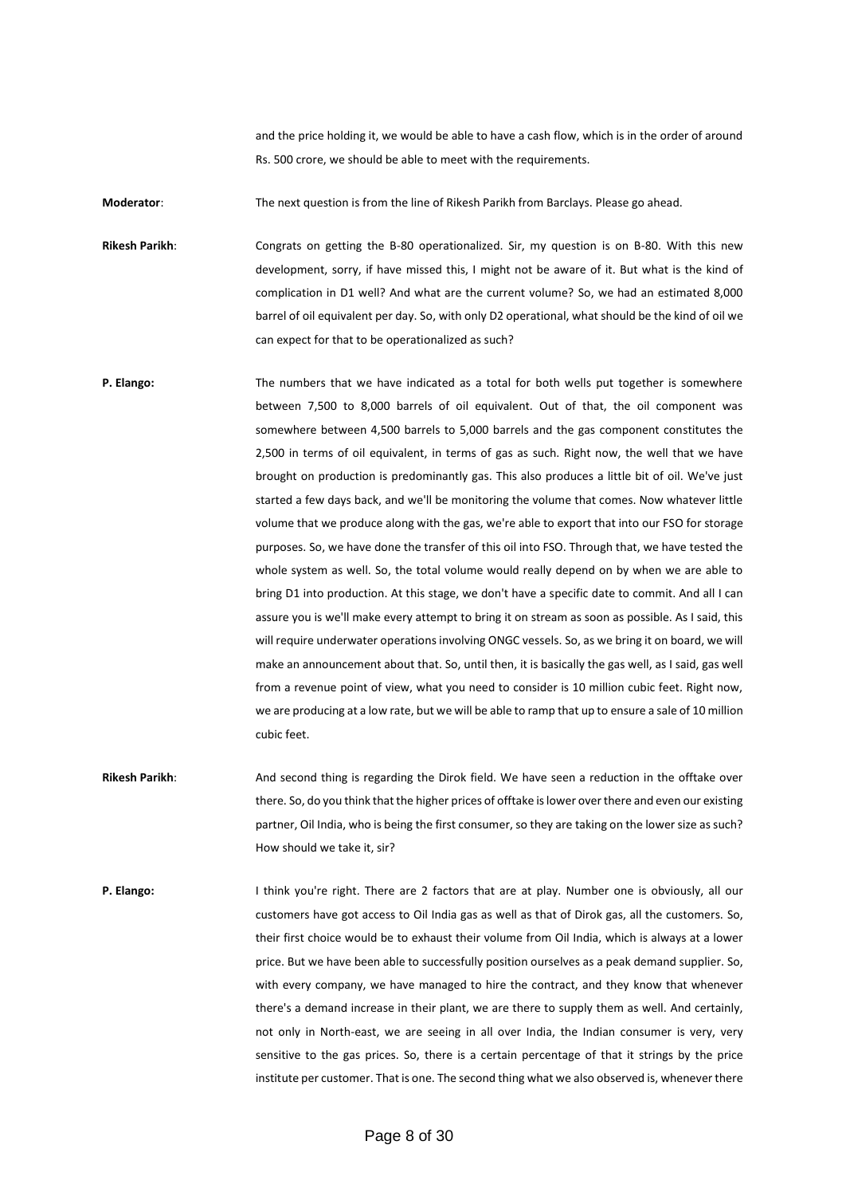and the price holding it, we would be able to have a cash flow, which is in the order of around Rs. 500 crore, we should be able to meet with the requirements.

**Moderator**: The next question is from the line of Rikesh Parikh from Barclays. Please go ahead.

**Rikesh Parikh**: Congrats on getting the B-80 operationalized. Sir, my question is on B-80. With this new development, sorry, if have missed this, I might not be aware of it. But what is the kind of complication in D1 well? And what are the current volume? So, we had an estimated 8,000 barrel of oil equivalent per day. So, with only D2 operational, what should be the kind of oil we can expect for that to be operationalized as such?

**P. Elango:** The numbers that we have indicated as a total for both wells put together is somewhere between 7,500 to 8,000 barrels of oil equivalent. Out of that, the oil component was somewhere between 4,500 barrels to 5,000 barrels and the gas component constitutes the 2,500 in terms of oil equivalent, in terms of gas as such. Right now, the well that we have brought on production is predominantly gas. This also produces a little bit of oil. We've just started a few days back, and we'll be monitoring the volume that comes. Now whatever little volume that we produce along with the gas, we're able to export that into our FSO for storage purposes. So, we have done the transfer of this oil into FSO. Through that, we have tested the whole system as well. So, the total volume would really depend on by when we are able to bring D1 into production. At this stage, we don't have a specific date to commit. And all I can assure you is we'll make every attempt to bring it on stream as soon as possible. As I said, this will require underwater operations involving ONGC vessels. So, as we bring it on board, we will make an announcement about that. So, until then, it is basically the gas well, as I said, gas well from a revenue point of view, what you need to consider is 10 million cubic feet. Right now, we are producing at a low rate, but we will be able to ramp that up to ensure a sale of 10 million cubic feet.

**Rikesh Parikh**: And second thing is regarding the Dirok field. We have seen a reduction in the offtake over there. So, do you think that the higher prices of offtake is lower over there and even our existing partner, Oil India, who is being the first consumer, so they are taking on the lower size as such? How should we take it, sir?

**P. Elango:** I think you're right. There are 2 factors that are at play. Number one is obviously, all our customers have got access to Oil India gas as well as that of Dirok gas, all the customers. So, their first choice would be to exhaust their volume from Oil India, which is always at a lower price. But we have been able to successfully position ourselves as a peak demand supplier. So, with every company, we have managed to hire the contract, and they know that whenever there's a demand increase in their plant, we are there to supply them as well. And certainly, not only in North-east, we are seeing in all over India, the Indian consumer is very, very sensitive to the gas prices. So, there is a certain percentage of that it strings by the price institute per customer. That is one. The second thing what we also observed is, whenever there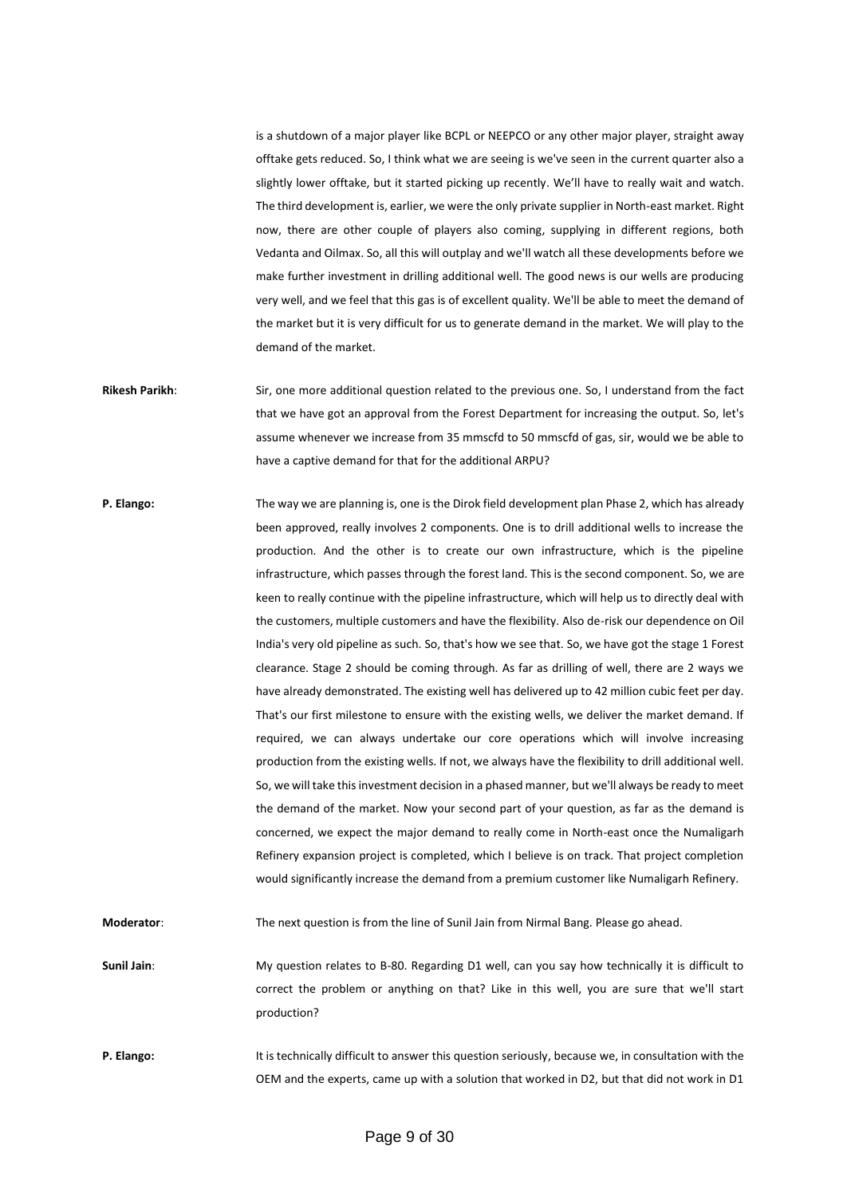is a shutdown of a major player like BCPL or NEEPCO or any other major player, straight away offtake gets reduced. So, I think what we are seeing is we've seen in the current quarter also a slightly lower offtake, but it started picking up recently. We'll have to really wait and watch. The third development is, earlier, we were the only private supplier in North-east market. Right now, there are other couple of players also coming, supplying in different regions, both Vedanta and Oilmax. So, all this will outplay and we'll watch all these developments before we make further investment in drilling additional well. The good news is our wells are producing very well, and we feel that this gas is of excellent quality. We'll be able to meet the demand of the market but it is very difficult for us to generate demand in the market. We will play to the demand of the market.

**Rikesh Parikh**: Sir, one more additional question related to the previous one. So, I understand from the fact that we have got an approval from the Forest Department for increasing the output. So, let's assume whenever we increase from 35 mmscfd to 50 mmscfd of gas, sir, would we be able to have a captive demand for that for the additional ARPU?

**P. Elango:** The way we are planning is, one is the Dirok field development plan Phase 2, which has already been approved, really involves 2 components. One is to drill additional wells to increase the production. And the other is to create our own infrastructure, which is the pipeline infrastructure, which passes through the forest land. This is the second component. So, we are keen to really continue with the pipeline infrastructure, which will help us to directly deal with the customers, multiple customers and have the flexibility. Also de-risk our dependence on Oil India's very old pipeline as such. So, that's how we see that. So, we have got the stage 1 Forest clearance. Stage 2 should be coming through. As far as drilling of well, there are 2 ways we have already demonstrated. The existing well has delivered up to 42 million cubic feet per day. That's our first milestone to ensure with the existing wells, we deliver the market demand. If required, we can always undertake our core operations which will involve increasing production from the existing wells. If not, we always have the flexibility to drill additional well. So, we will take this investment decision in a phased manner, but we'll always be ready to meet the demand of the market. Now your second part of your question, as far as the demand is concerned, we expect the major demand to really come in North-east once the Numaligarh Refinery expansion project is completed, which I believe is on track. That project completion would significantly increase the demand from a premium customer like Numaligarh Refinery.

**Moderator**: The next question is from the line of Sunil Jain from Nirmal Bang. Please go ahead.

**Sunil Jain**: My question relates to B-80. Regarding D1 well, can you say how technically it is difficult to correct the problem or anything on that? Like in this well, you are sure that we'll start production?

**P. Elango:** It is technically difficult to answer this question seriously, because we, in consultation with the OEM and the experts, came up with a solution that worked in D2, but that did not work in D1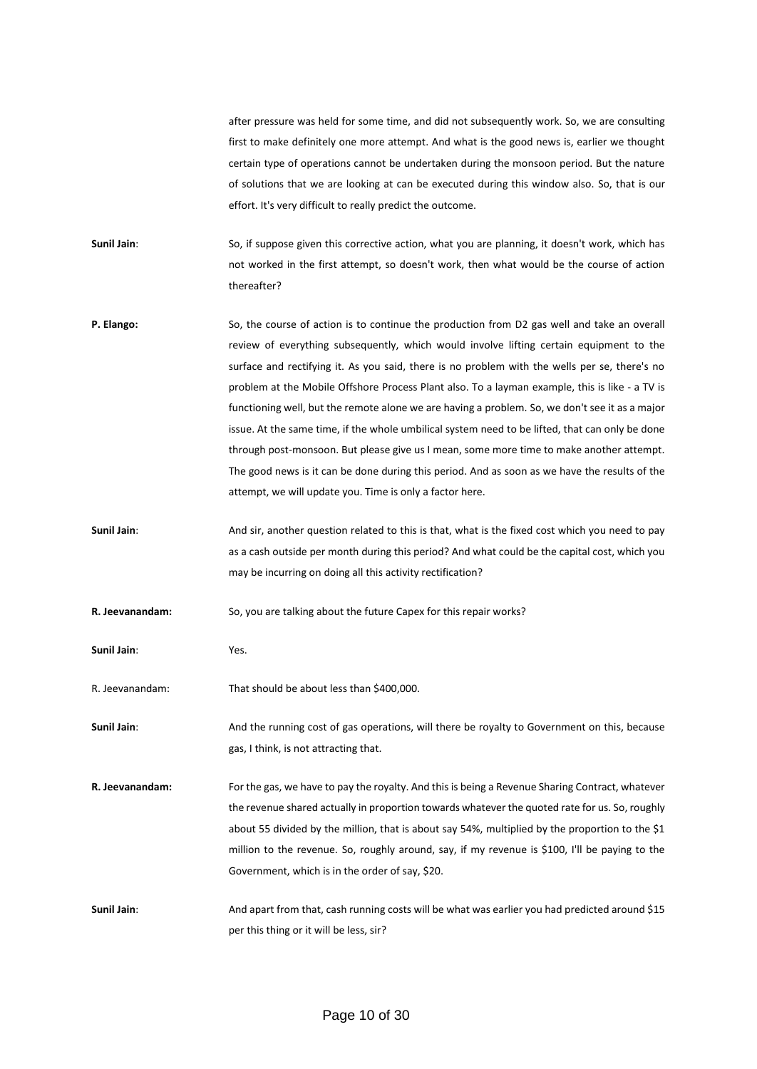after pressure was held for some time, and did not subsequently work. So, we are consulting first to make definitely one more attempt. And what is the good news is, earlier we thought certain type of operations cannot be undertaken during the monsoon period. But the nature of solutions that we are looking at can be executed during this window also. So, that is our effort. It's very difficult to really predict the outcome.

**Sunil Jain**: So, if suppose given this corrective action, what you are planning, it doesn't work, which has not worked in the first attempt, so doesn't work, then what would be the course of action thereafter?

**P. Elango:** So, the course of action is to continue the production from D2 gas well and take an overall review of everything subsequently, which would involve lifting certain equipment to the surface and rectifying it. As you said, there is no problem with the wells per se, there's no problem at the Mobile Offshore Process Plant also. To a layman example, this is like - a TV is functioning well, but the remote alone we are having a problem. So, we don't see it as a major issue. At the same time, if the whole umbilical system need to be lifted, that can only be done through post-monsoon. But please give us I mean, some more time to make another attempt. The good news is it can be done during this period. And as soon as we have the results of the attempt, we will update you. Time is only a factor here.

**Sunil Jain**: And sir, another question related to this is that, what is the fixed cost which you need to pay as a cash outside per month during this period? And what could be the capital cost, which you may be incurring on doing all this activity rectification?

**R. Jeevanandam:** So, you are talking about the future Capex for this repair works?

**Sunil Jain**: Yes.

R. Jeevanandam: That should be about less than $400,000.

**Sunil Jain**: And the running cost of gas operations, will there be royalty to Government on this, because gas, I think, is not attracting that.

**R. Jeevanandam:** For the gas, we have to pay the royalty. And this is being a Revenue Sharing Contract, whatever the revenue shared actually in proportion towards whatever the quoted rate for us. So, roughly about 55 divided by the million, that is about say 54%, multiplied by the proportion to the $1 million to the revenue. So, roughly around, say, if my revenue is $100, I'll be paying to the Government, which is in the order of say, $20.

**Sunil Jain**: And apart from that, cash running costs will be what was earlier you had predicted around $15 per this thing or it will be less, sir?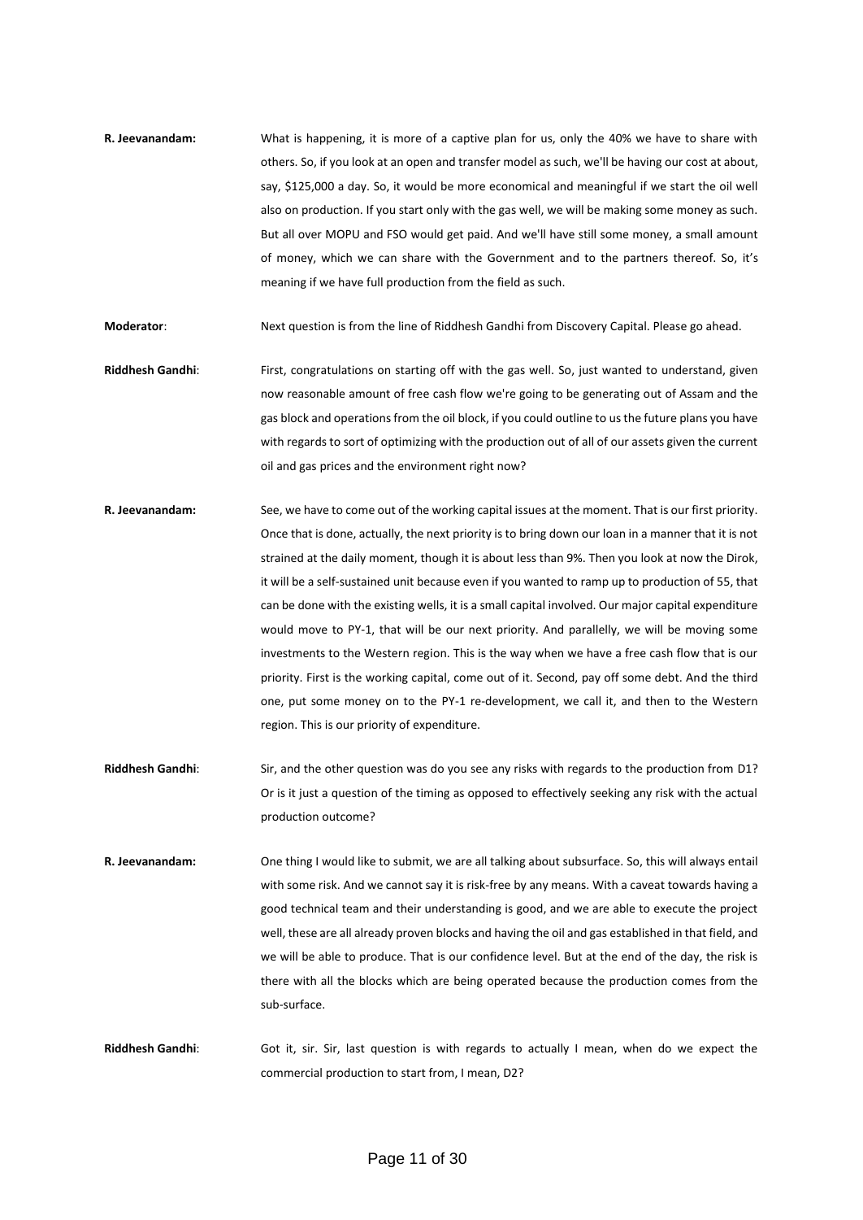**R. Jeevanandam:** What is happening, it is more of a captive plan for us, only the 40% we have to share with others. So, if you look at an open and transfer model as such, we'll be having our cost at about, say, $125,000 a day. So, it would be more economical and meaningful if we start the oil well also on production. If you start only with the gas well, we will be making some money as such. But all over MOPU and FSO would get paid. And we'll have still some money, a small amount of money, which we can share with the Government and to the partners thereof. So, it's meaning if we have full production from the field as such.

**Moderator**: Next question is from the line of Riddhesh Gandhi from Discovery Capital. Please go ahead.

**Riddhesh Gandhi**: First, congratulations on starting off with the gas well. So, just wanted to understand, given now reasonable amount of free cash flow we're going to be generating out of Assam and the gas block and operations from the oil block, if you could outline to us the future plans you have with regards to sort of optimizing with the production out of all of our assets given the current oil and gas prices and the environment right now?

**R. Jeevanandam:** See, we have to come out of the working capital issues at the moment. That is our first priority. Once that is done, actually, the next priority is to bring down our loan in a manner that it is not strained at the daily moment, though it is about less than 9%. Then you look at now the Dirok, it will be a self-sustained unit because even if you wanted to ramp up to production of 55, that can be done with the existing wells, it is a small capital involved. Our major capital expenditure would move to PY-1, that will be our next priority. And parallelly, we will be moving some investments to the Western region. This is the way when we have a free cash flow that is our priority. First is the working capital, come out of it. Second, pay off some debt. And the third one, put some money on to the PY-1 re-development, we call it, and then to the Western region. This is our priority of expenditure.

**Riddhesh Gandhi**: Sir, and the other question was do you see any risks with regards to the production from D1? Or is it just a question of the timing as opposed to effectively seeking any risk with the actual production outcome?

**R. Jeevanandam:** One thing I would like to submit, we are all talking about subsurface. So, this will always entail with some risk. And we cannot say it is risk-free by any means. With a caveat towards having a good technical team and their understanding is good, and we are able to execute the project well, these are all already proven blocks and having the oil and gas established in that field, and we will be able to produce. That is our confidence level. But at the end of the day, the risk is there with all the blocks which are being operated because the production comes from the sub-surface.

**Riddhesh Gandhi**: Got it, sir. Sir, last question is with regards to actually I mean, when do we expect the commercial production to start from, I mean, D2?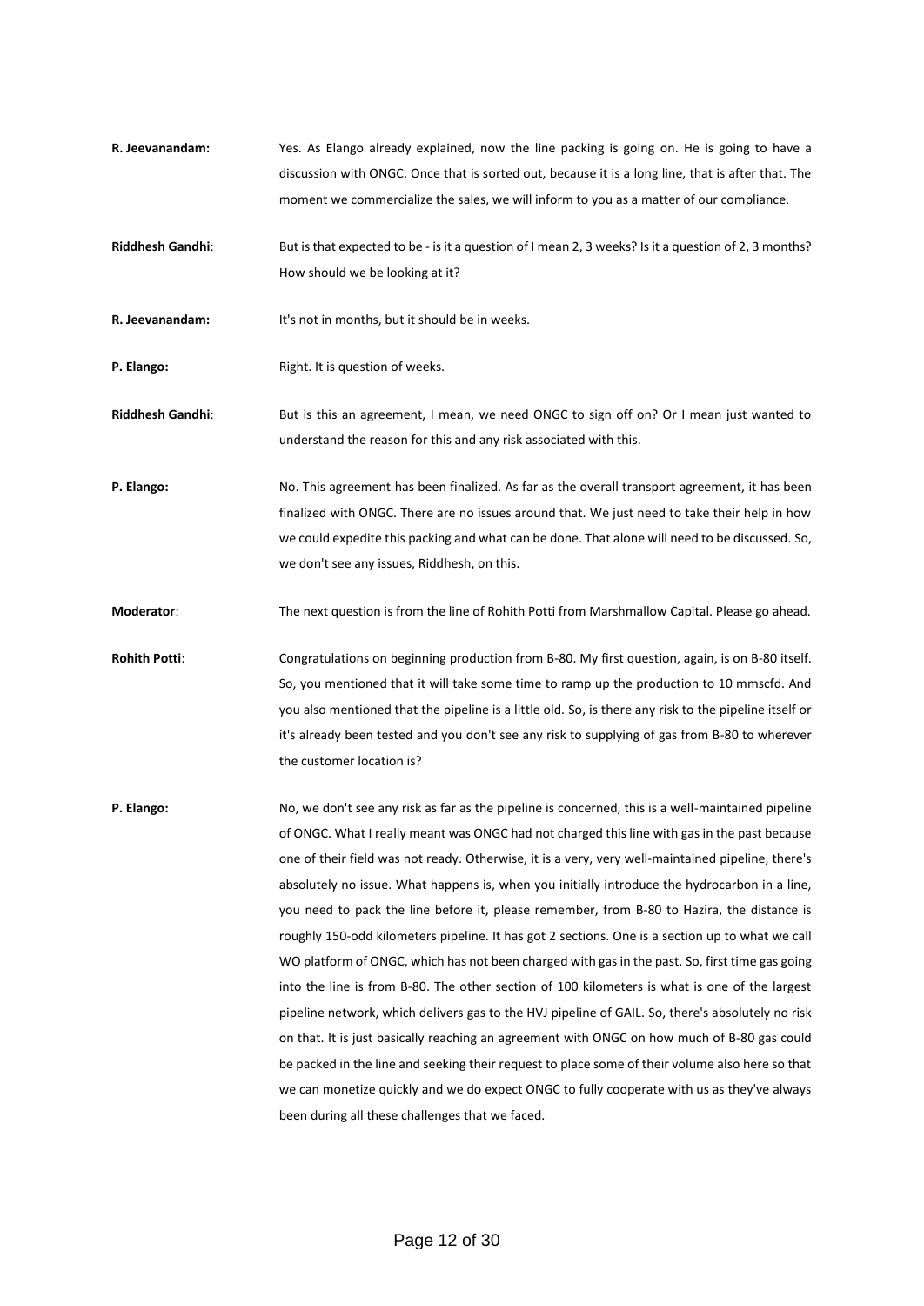**R. Jeevanandam:** Yes. As Elango already explained, now the line packing is going on. He is going to have a discussion with ONGC. Once that is sorted out, because it is a long line, that is after that. The moment we commercialize the sales, we will inform to you as a matter of our compliance.

**Riddhesh Gandhi**: But is that expected to be - is it a question of I mean 2, 3 weeks? Is it a question of 2, 3 months? How should we be looking at it?

**R. Jeevanandam:** It's not in months, but it should be in weeks.

**P. Elango:** Right. It is question of weeks.

**Riddhesh Gandhi**: But is this an agreement, I mean, we need ONGC to sign off on? Or I mean just wanted to understand the reason for this and any risk associated with this.

**P. Elango:** No. This agreement has been finalized. As far as the overall transport agreement, it has been finalized with ONGC. There are no issues around that. We just need to take their help in how we could expedite this packing and what can be done. That alone will need to be discussed. So, we don't see any issues, Riddhesh, on this.

**Moderator**: The next question is from the line of Rohith Potti from Marshmallow Capital. Please go ahead.

**Rohith Potti**: Congratulations on beginning production from B-80. My first question, again, is on B-80 itself. So, you mentioned that it will take some time to ramp up the production to 10 mmscfd. And you also mentioned that the pipeline is a little old. So, is there any risk to the pipeline itself or it's already been tested and you don't see any risk to supplying of gas from B-80 to wherever the customer location is?

**P. Elango:** No, we don't see any risk as far as the pipeline is concerned, this is a well-maintained pipeline of ONGC. What I really meant was ONGC had not charged this line with gas in the past because one of their field was not ready. Otherwise, it is a very, very well-maintained pipeline, there's absolutely no issue. What happens is, when you initially introduce the hydrocarbon in a line, you need to pack the line before it, please remember, from B-80 to Hazira, the distance is roughly 150-odd kilometers pipeline. It has got 2 sections. One is a section up to what we call WO platform of ONGC, which has not been charged with gas in the past. So, first time gas going into the line is from B-80. The other section of 100 kilometers is what is one of the largest pipeline network, which delivers gas to the HVJ pipeline of GAIL. So, there's absolutely no risk on that. It is just basically reaching an agreement with ONGC on how much of B-80 gas could be packed in the line and seeking their request to place some of their volume also here so that we can monetize quickly and we do expect ONGC to fully cooperate with us as they've always been during all these challenges that we faced.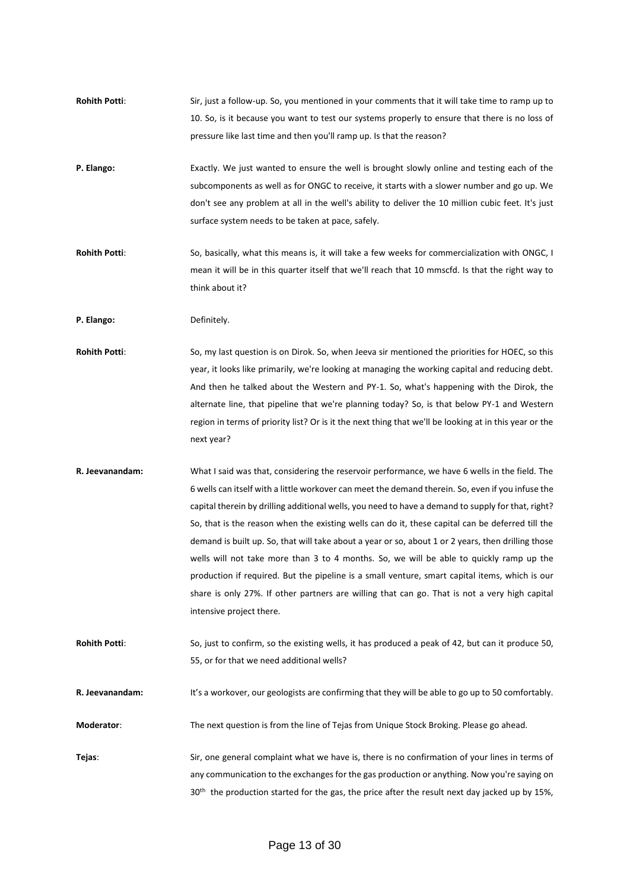**Rohith Potti**: Sir, just a follow-up. So, you mentioned in your comments that it will take time to ramp up to 10. So, is it because you want to test our systems properly to ensure that there is no loss of pressure like last time and then you'll ramp up. Is that the reason?

**P. Elango:** Exactly. We just wanted to ensure the well is brought slowly online and testing each of the subcomponents as well as for ONGC to receive, it starts with a slower number and go up. We don't see any problem at all in the well's ability to deliver the 10 million cubic feet. It's just surface system needs to be taken at pace, safely.

**Rohith Potti**: So, basically, what this means is, it will take a few weeks for commercialization with ONGC, I mean it will be in this quarter itself that we'll reach that 10 mmscfd. Is that the right way to think about it?

**P. Elango:** Definitely.

**Rohith Potti**: So, my last question is on Dirok. So, when Jeeva sir mentioned the priorities for HOEC, so this year, it looks like primarily, we're looking at managing the working capital and reducing debt. And then he talked about the Western and PY-1. So, what's happening with the Dirok, the alternate line, that pipeline that we're planning today? So, is that below PY-1 and Western region in terms of priority list? Or is it the next thing that we'll be looking at in this year or the next year?

**R. Jeevanandam:** What I said was that, considering the reservoir performance, we have 6 wells in the field. The 6 wells can itself with a little workover can meet the demand therein. So, even if you infuse the capital therein by drilling additional wells, you need to have a demand to supply for that, right? So, that is the reason when the existing wells can do it, these capital can be deferred till the demand is built up. So, that will take about a year or so, about 1 or 2 years, then drilling those wells will not take more than 3 to 4 months. So, we will be able to quickly ramp up the production if required. But the pipeline is a small venture, smart capital items, which is our share is only 27%. If other partners are willing that can go. That is not a very high capital intensive project there.

**Rohith Potti**: So, just to confirm, so the existing wells, it has produced a peak of 42, but can it produce 50, 55, or for that we need additional wells?

**R. Jeevanandam:** It's a workover, our geologists are confirming that they will be able to go up to 50 comfortably.

**Moderator**: The next question is from the line of Tejas from Unique Stock Broking. Please go ahead.

**Tejas**: Sir, one general complaint what we have is, there is no confirmation of your lines in terms of any communication to the exchanges for the gas production or anything. Now you're saying on 30th the production started for the gas, the price after the result next day jacked up by 15%,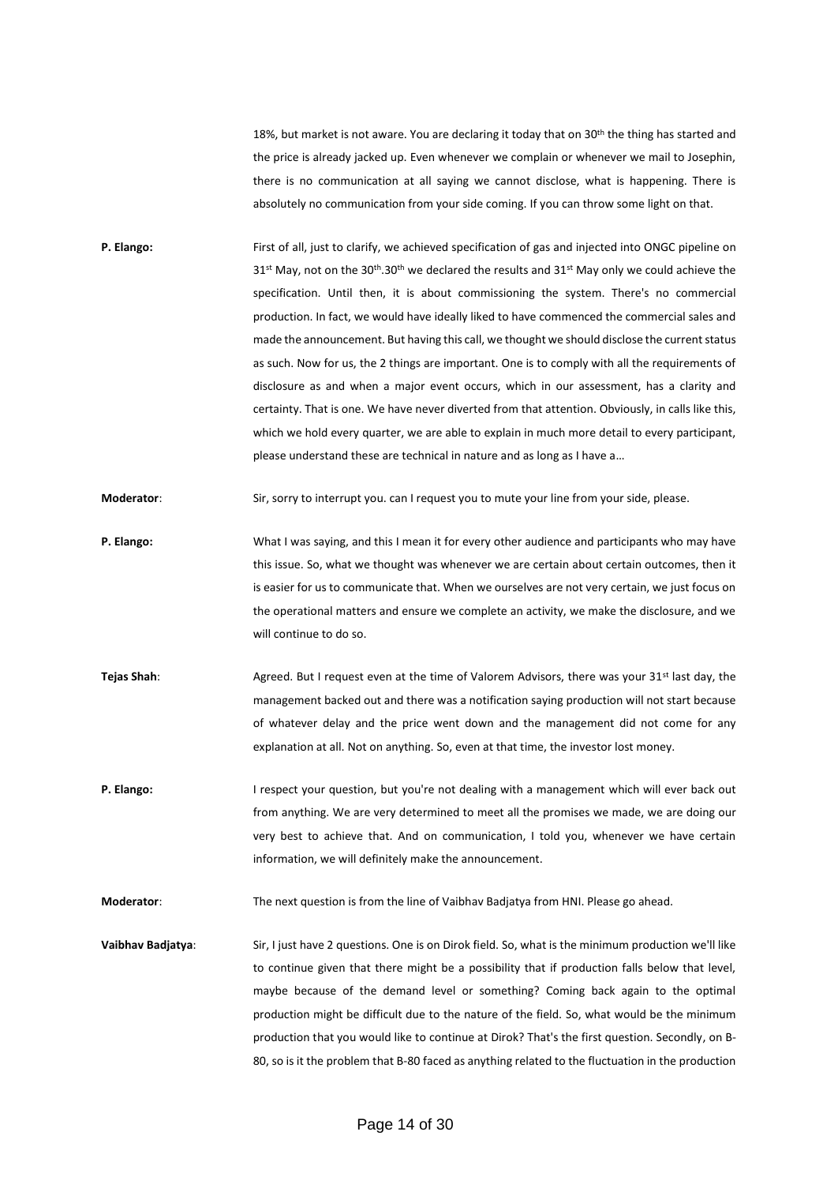18%, but market is not aware. You are declaring it today that on 30th the thing has started and the price is already jacked up. Even whenever we complain or whenever we mail to Josephin, there is no communication at all saying we cannot disclose, what is happening. There is absolutely no communication from your side coming. If you can throw some light on that.

**P. Elango:** First of all, just to clarify, we achieved specification of gas and injected into ONGC pipeline on 31st May, not on the 30th.30th we declared the results and 31st May only we could achieve the specification. Until then, it is about commissioning the system. There's no commercial production. In fact, we would have ideally liked to have commenced the commercial sales and made the announcement. But having this call, we thought we should disclose the current status as such. Now for us, the 2 things are important. One is to comply with all the requirements of disclosure as and when a major event occurs, which in our assessment, has a clarity and certainty. That is one. We have never diverted from that attention. Obviously, in calls like this, which we hold every quarter, we are able to explain in much more detail to every participant, please understand these are technical in nature and as long as I have a…

**Moderator**: Sir, sorry to interrupt you. can I request you to mute your line from your side, please.

**P. Elango:** What I was saying, and this I mean it for every other audience and participants who may have this issue. So, what we thought was whenever we are certain about certain outcomes, then it is easier for us to communicate that. When we ourselves are not very certain, we just focus on the operational matters and ensure we complete an activity, we make the disclosure, and we will continue to do so.

**Tejas Shah**: Agreed. But I request even at the time of Valorem Advisors, there was your 31st last day, the management backed out and there was a notification saying production will not start because of whatever delay and the price went down and the management did not come for any explanation at all. Not on anything. So, even at that time, the investor lost money.

**P. Elango:** I respect your question, but you're not dealing with a management which will ever back out from anything. We are very determined to meet all the promises we made, we are doing our very best to achieve that. And on communication, I told you, whenever we have certain information, we will definitely make the announcement.

**Moderator**: The next question is from the line of Vaibhav Badjatya from HNI. Please go ahead.

**Vaibhav Badjatya**: Sir, I just have 2 questions. One is on Dirok field. So, what is the minimum production we'll like to continue given that there might be a possibility that if production falls below that level, maybe because of the demand level or something? Coming back again to the optimal production might be difficult due to the nature of the field. So, what would be the minimum production that you would like to continue at Dirok? That's the first question. Secondly, on B-80, so is it the problem that B-80 faced as anything related to the fluctuation in the production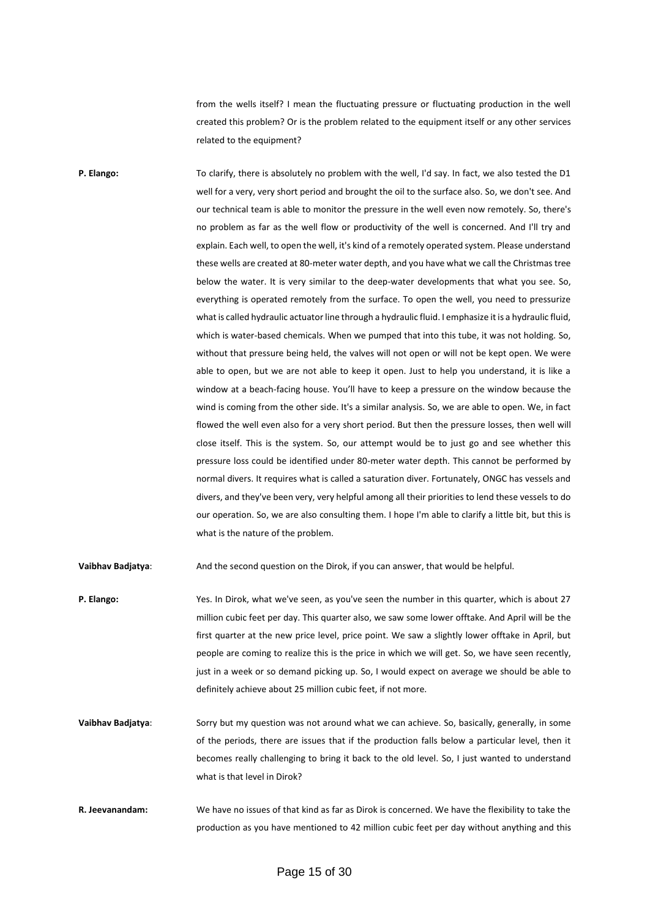from the wells itself? I mean the fluctuating pressure or fluctuating production in the well created this problem? Or is the problem related to the equipment itself or any other services related to the equipment?

**P. Elango:** To clarify, there is absolutely no problem with the well, I'd say. In fact, we also tested the D1 well for a very, very short period and brought the oil to the surface also. So, we don't see. And our technical team is able to monitor the pressure in the well even now remotely. So, there's no problem as far as the well flow or productivity of the well is concerned. And I'll try and explain. Each well, to open the well, it's kind of a remotely operated system. Please understand these wells are created at 80-meter water depth, and you have what we call the Christmas tree below the water. It is very similar to the deep-water developments that what you see. So, everything is operated remotely from the surface. To open the well, you need to pressurize what is called hydraulic actuator line through a hydraulic fluid. I emphasize it is a hydraulic fluid, which is water-based chemicals. When we pumped that into this tube, it was not holding. So, without that pressure being held, the valves will not open or will not be kept open. We were able to open, but we are not able to keep it open. Just to help you understand, it is like a window at a beach-facing house. You'll have to keep a pressure on the window because the wind is coming from the other side. It's a similar analysis. So, we are able to open. We, in fact flowed the well even also for a very short period. But then the pressure losses, then well will close itself. This is the system. So, our attempt would be to just go and see whether this pressure loss could be identified under 80-meter water depth. This cannot be performed by normal divers. It requires what is called a saturation diver. Fortunately, ONGC has vessels and divers, and they've been very, very helpful among all their priorities to lend these vessels to do our operation. So, we are also consulting them. I hope I'm able to clarify a little bit, but this is what is the nature of the problem.

**Vaibhav Badjatya**: And the second question on the Dirok, if you can answer, that would be helpful.

**P. Elango:** Yes. In Dirok, what we've seen, as you've seen the number in this quarter, which is about 27 million cubic feet per day. This quarter also, we saw some lower offtake. And April will be the first quarter at the new price level, price point. We saw a slightly lower offtake in April, but people are coming to realize this is the price in which we will get. So, we have seen recently, just in a week or so demand picking up. So, I would expect on average we should be able to definitely achieve about 25 million cubic feet, if not more.

**Vaibhav Badjatya**: Sorry but my question was not around what we can achieve. So, basically, generally, in some of the periods, there are issues that if the production falls below a particular level, then it becomes really challenging to bring it back to the old level. So, I just wanted to understand what is that level in Dirok?

**R. Jeevanandam:** We have no issues of that kind as far as Dirok is concerned. We have the flexibility to take the production as you have mentioned to 42 million cubic feet per day without anything and this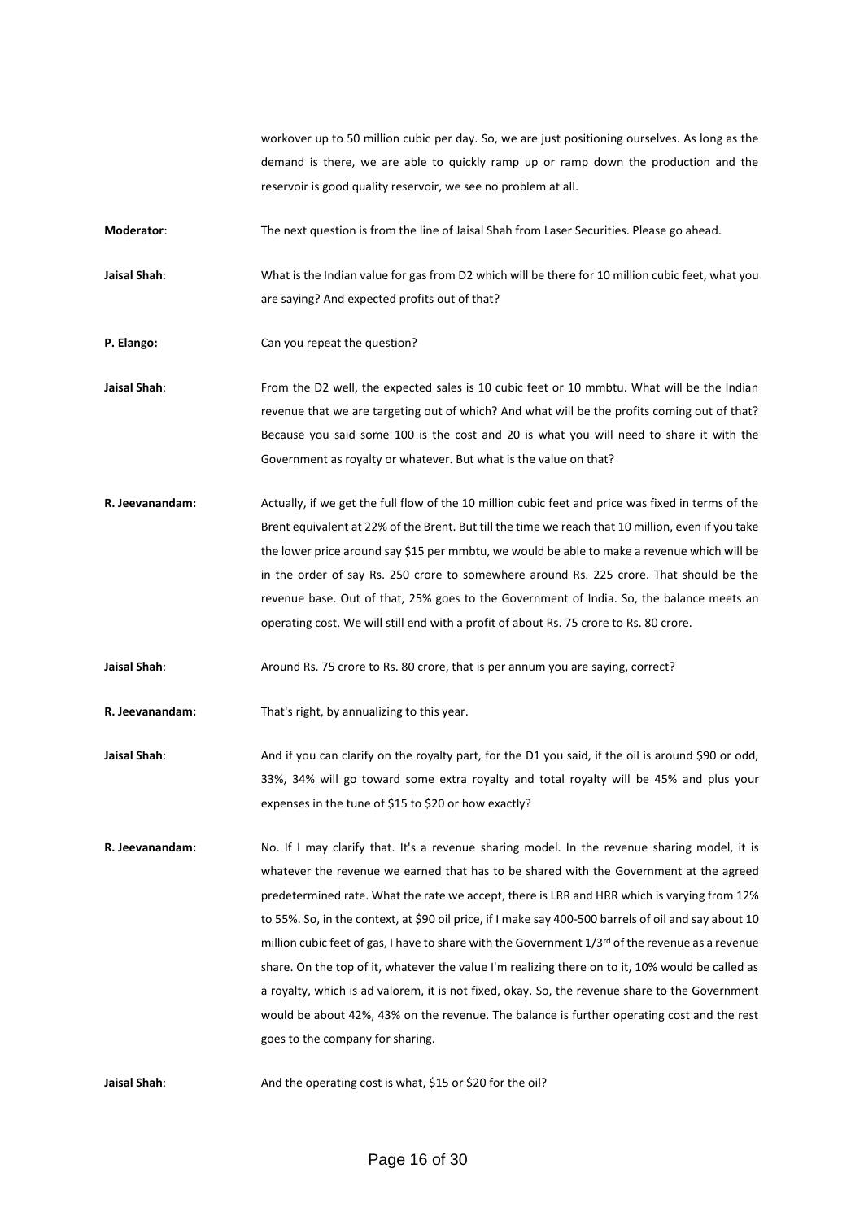workover up to 50 million cubic per day. So, we are just positioning ourselves. As long as the demand is there, we are able to quickly ramp up or ramp down the production and the reservoir is good quality reservoir, we see no problem at all.

**Moderator**: The next question is from the line of Jaisal Shah from Laser Securities. Please go ahead.

**Jaisal Shah**: What is the Indian value for gas from D2 which will be there for 10 million cubic feet, what you are saying? And expected profits out of that?

**P. Elango:** Can you repeat the question?

**Jaisal Shah**: From the D2 well, the expected sales is 10 cubic feet or 10 mmbtu. What will be the Indian revenue that we are targeting out of which? And what will be the profits coming out of that? Because you said some 100 is the cost and 20 is what you will need to share it with the Government as royalty or whatever. But what is the value on that?

**R. Jeevanandam:** Actually, if we get the full flow of the 10 million cubic feet and price was fixed in terms of the Brent equivalent at 22% of the Brent. But till the time we reach that 10 million, even if you take the lower price around say $15 per mmbtu, we would be able to make a revenue which will be in the order of say Rs. 250 crore to somewhere around Rs. 225 crore. That should be the revenue base. Out of that, 25% goes to the Government of India. So, the balance meets an operating cost. We will still end with a profit of about Rs. 75 crore to Rs. 80 crore.

**Jaisal Shah**: Around Rs. 75 crore to Rs. 80 crore, that is per annum you are saying, correct?

**R. Jeevanandam:** That's right, by annualizing to this year.

**Jaisal Shah**: And if you can clarify on the royalty part, for the D1 you said, if the oil is around $90 or odd, 33%, 34% will go toward some extra royalty and total royalty will be 45% and plus your expenses in the tune of $15 to $20 or how exactly?

**R. Jeevanandam:** No. If I may clarify that. It's a revenue sharing model. In the revenue sharing model, it is whatever the revenue we earned that has to be shared with the Government at the agreed predetermined rate. What the rate we accept, there is LRR and HRR which is varying from 12% to 55%. So, in the context, at $90 oil price, if I make say 400-500 barrels of oil and say about 10 million cubic feet of gas, I have to share with the Government 1/3rd of the revenue as a revenue share. On the top of it, whatever the value I'm realizing there on to it, 10% would be called as a royalty, which is ad valorem, it is not fixed, okay. So, the revenue share to the Government would be about 42%, 43% on the revenue. The balance is further operating cost and the rest goes to the company for sharing.

**Jaisal Shah**: And the operating cost is what, $15 or $20 for the oil?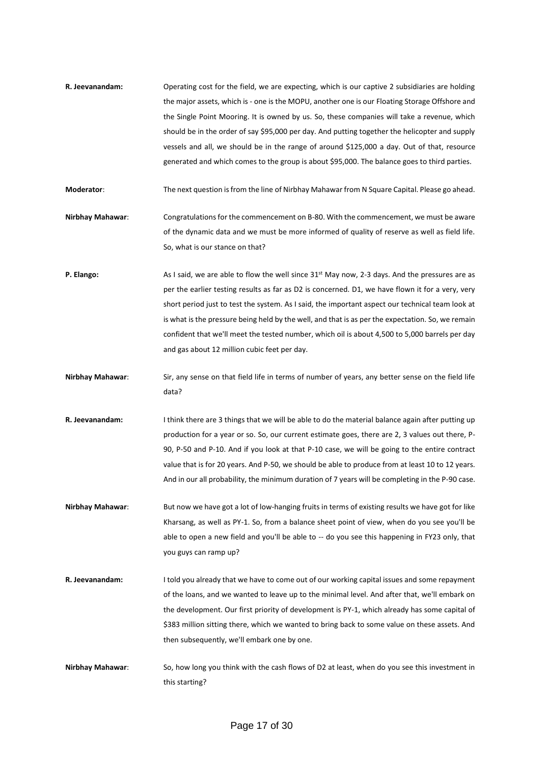**R. Jeevanandam:** Operating cost for the field, we are expecting, which is our captive 2 subsidiaries are holding the major assets, which is - one is the MOPU, another one is our Floating Storage Offshore and the Single Point Mooring. It is owned by us. So, these companies will take a revenue, which should be in the order of say $95,000 per day. And putting together the helicopter and supply vessels and all, we should be in the range of around $125,000 a day. Out of that, resource generated and which comes to the group is about $95,000. The balance goes to third parties.

**Moderator**: The next question is from the line of Nirbhay Mahawar from N Square Capital. Please go ahead.

**Nirbhay Mahawar**: Congratulations for the commencement on B-80. With the commencement, we must be aware of the dynamic data and we must be more informed of quality of reserve as well as field life. So, what is our stance on that?

**P. Elango:** As I said, we are able to flow the well since 31st May now, 2-3 days. And the pressures are as per the earlier testing results as far as D2 is concerned. D1, we have flown it for a very, very short period just to test the system. As I said, the important aspect our technical team look at is what is the pressure being held by the well, and that is as per the expectation. So, we remain confident that we'll meet the tested number, which oil is about 4,500 to 5,000 barrels per day and gas about 12 million cubic feet per day.

**Nirbhay Mahawar**: Sir, any sense on that field life in terms of number of years, any better sense on the field life data?

**R. Jeevanandam:** I think there are 3 things that we will be able to do the material balance again after putting up production for a year or so. So, our current estimate goes, there are 2, 3 values out there, P-90, P-50 and P-10. And if you look at that P-10 case, we will be going to the entire contract value that is for 20 years. And P-50, we should be able to produce from at least 10 to 12 years. And in our all probability, the minimum duration of 7 years will be completing in the P-90 case.

**Nirbhay Mahawar**: But now we have got a lot of low-hanging fruits in terms of existing results we have got for like Kharsang, as well as PY-1. So, from a balance sheet point of view, when do you see you'll be able to open a new field and you'll be able to -- do you see this happening in FY23 only, that you guys can ramp up?

**R. Jeevanandam:** I told you already that we have to come out of our working capital issues and some repayment of the loans, and we wanted to leave up to the minimal level. And after that, we'll embark on the development. Our first priority of development is PY-1, which already has some capital of $383 million sitting there, which we wanted to bring back to some value on these assets. And then subsequently, we'll embark one by one.

**Nirbhay Mahawar**: So, how long you think with the cash flows of D2 at least, when do you see this investment in this starting?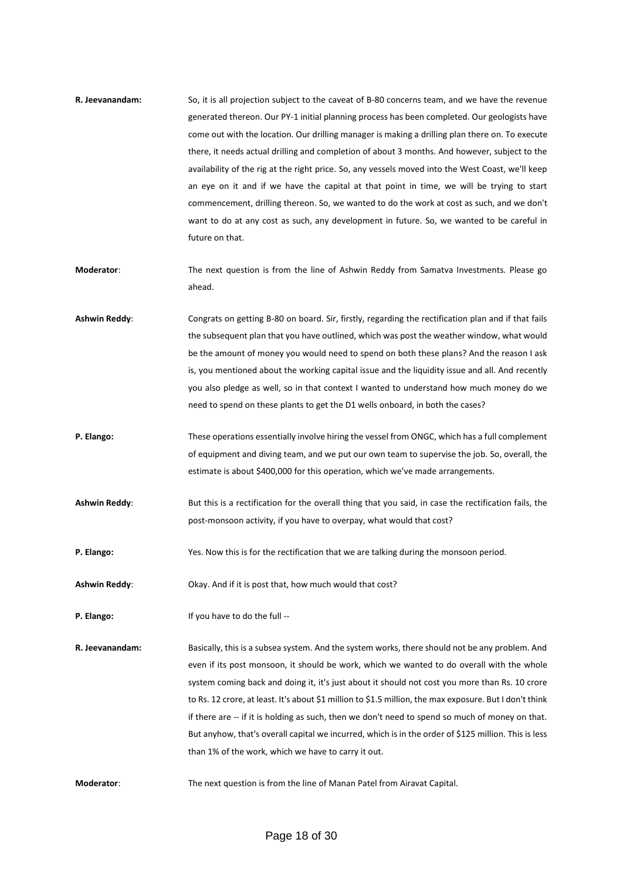**R. Jeevanandam:** So, it is all projection subject to the caveat of B-80 concerns team, and we have the revenue generated thereon. Our PY-1 initial planning process has been completed. Our geologists have come out with the location. Our drilling manager is making a drilling plan there on. To execute there, it needs actual drilling and completion of about 3 months. And however, subject to the availability of the rig at the right price. So, any vessels moved into the West Coast, we'll keep an eye on it and if we have the capital at that point in time, we will be trying to start commencement, drilling thereon. So, we wanted to do the work at cost as such, and we don't want to do at any cost as such, any development in future. So, we wanted to be careful in future on that.

**Moderator**: The next question is from the line of Ashwin Reddy from Samatva Investments. Please go ahead.

**Ashwin Reddy**: Congrats on getting B-80 on board. Sir, firstly, regarding the rectification plan and if that fails the subsequent plan that you have outlined, which was post the weather window, what would be the amount of money you would need to spend on both these plans? And the reason I ask is, you mentioned about the working capital issue and the liquidity issue and all. And recently you also pledge as well, so in that context I wanted to understand how much money do we need to spend on these plants to get the D1 wells onboard, in both the cases?

**P. Elango:** These operations essentially involve hiring the vessel from ONGC, which has a full complement of equipment and diving team, and we put our own team to supervise the job. So, overall, the estimate is about $400,000 for this operation, which we've made arrangements.

**Ashwin Reddy**: But this is a rectification for the overall thing that you said, in case the rectification fails, the post-monsoon activity, if you have to overpay, what would that cost?

**P. Elango:** Yes. Now this is for the rectification that we are talking during the monsoon period.

**Ashwin Reddy**: Okay. And if it is post that, how much would that cost?

**P. Elango:** If you have to do the full --

**R. Jeevanandam:** Basically, this is a subsea system. And the system works, there should not be any problem. And even if its post monsoon, it should be work, which we wanted to do overall with the whole system coming back and doing it, it's just about it should not cost you more than Rs. 10 crore to Rs. 12 crore, at least. It's about $1 million to $1.5 million, the max exposure. But I don't think if there are -- if it is holding as such, then we don't need to spend so much of money on that. But anyhow, that's overall capital we incurred, which is in the order of $125 million. This is less than 1% of the work, which we have to carry it out.

**Moderator**: The next question is from the line of Manan Patel from Airavat Capital.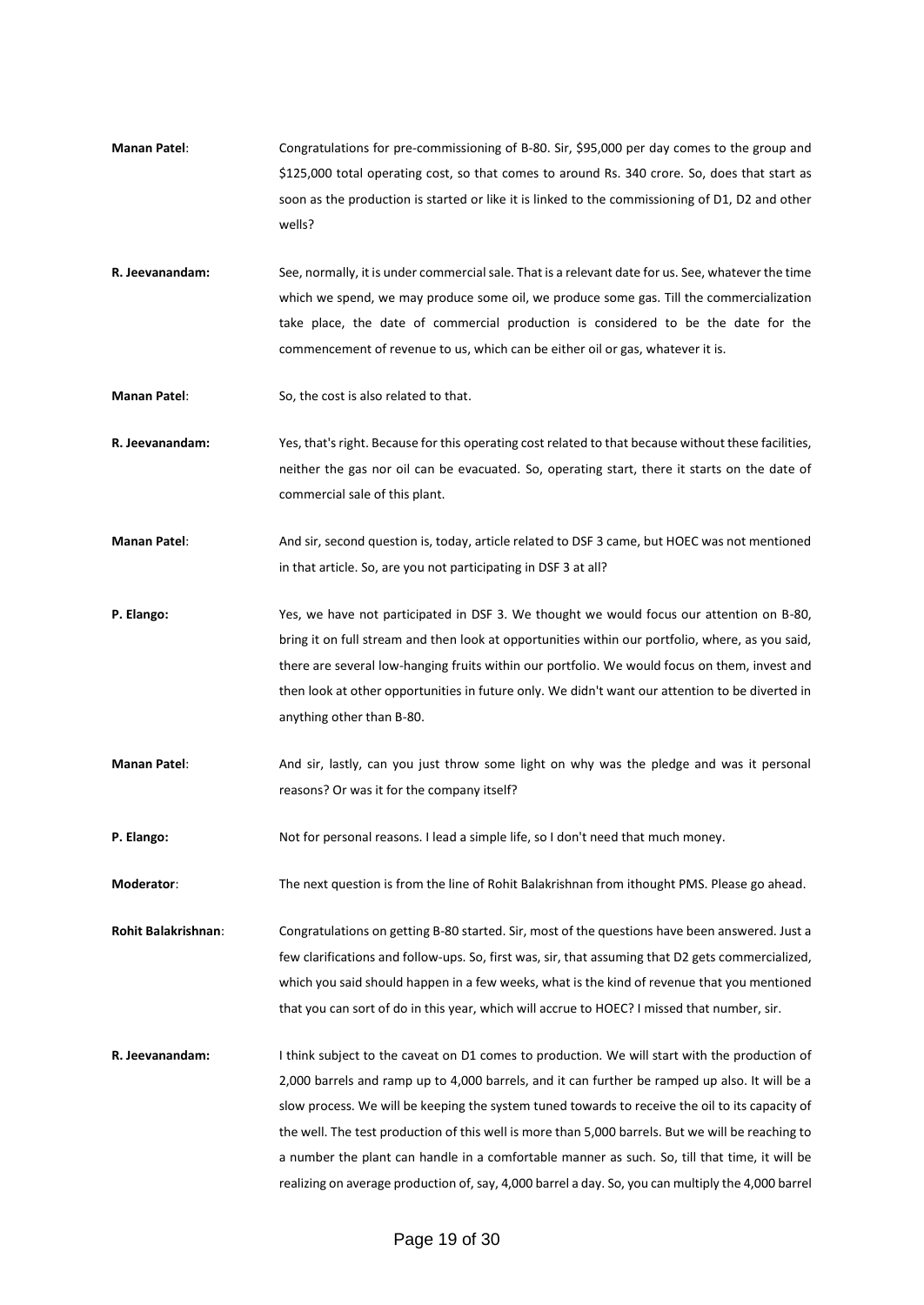**Manan Patel**: Congratulations for pre-commissioning of B-80. Sir, $95,000 per day comes to the group and $125,000 total operating cost, so that comes to around Rs. 340 crore. So, does that start as soon as the production is started or like it is linked to the commissioning of D1, D2 and other wells?

**R. Jeevanandam:** See, normally, it is under commercial sale. That is a relevant date for us. See, whatever the time which we spend, we may produce some oil, we produce some gas. Till the commercialization take place, the date of commercial production is considered to be the date for the commencement of revenue to us, which can be either oil or gas, whatever it is.

**Manan Patel**: So, the cost is also related to that.

**R. Jeevanandam:** Yes, that's right. Because for this operating cost related to that because without these facilities, neither the gas nor oil can be evacuated. So, operating start, there it starts on the date of commercial sale of this plant.

**Manan Patel**: And sir, second question is, today, article related to DSF 3 came, but HOEC was not mentioned in that article. So, are you not participating in DSF 3 at all?

**P. Elango:** Yes, we have not participated in DSF 3. We thought we would focus our attention on B-80, bring it on full stream and then look at opportunities within our portfolio, where, as you said, there are several low-hanging fruits within our portfolio. We would focus on them, invest and then look at other opportunities in future only. We didn't want our attention to be diverted in anything other than B-80.

**Manan Patel**: And sir, lastly, can you just throw some light on why was the pledge and was it personal reasons? Or was it for the company itself?

**P. Elango:** Not for personal reasons. I lead a simple life, so I don't need that much money.

**Moderator**: The next question is from the line of Rohit Balakrishnan from ithought PMS. Please go ahead.

**Rohit Balakrishnan**: Congratulations on getting B-80 started. Sir, most of the questions have been answered. Just a few clarifications and follow-ups. So, first was, sir, that assuming that D2 gets commercialized, which you said should happen in a few weeks, what is the kind of revenue that you mentioned that you can sort of do in this year, which will accrue to HOEC? I missed that number, sir.

**R. Jeevanandam:** I think subject to the caveat on D1 comes to production. We will start with the production of 2,000 barrels and ramp up to 4,000 barrels, and it can further be ramped up also. It will be a slow process. We will be keeping the system tuned towards to receive the oil to its capacity of the well. The test production of this well is more than 5,000 barrels. But we will be reaching to a number the plant can handle in a comfortable manner as such. So, till that time, it will be realizing on average production of, say, 4,000 barrel a day. So, you can multiply the 4,000 barrel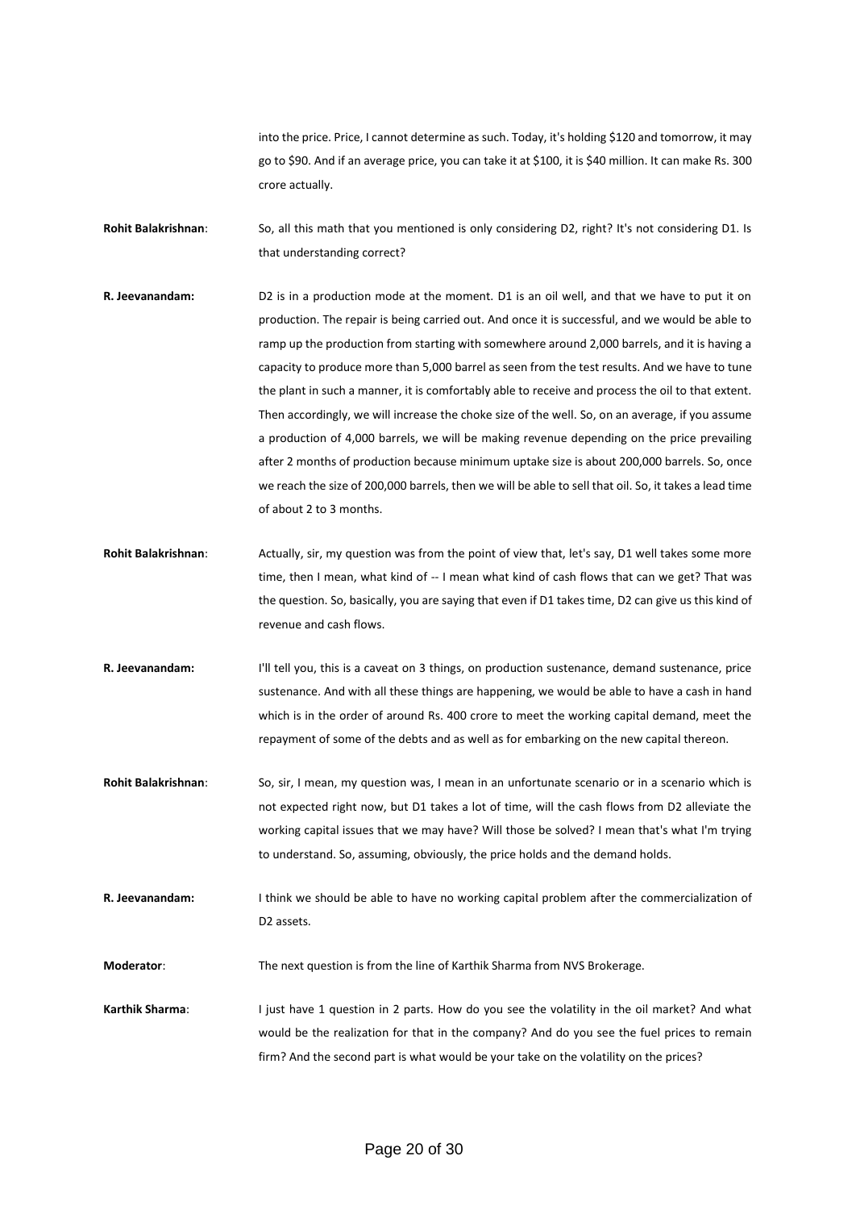into the price. Price, I cannot determine as such. Today, it's holding $120 and tomorrow, it may go to $90. And if an average price, you can take it at $100, it is $40 million. It can make Rs. 300 crore actually.

**Rohit Balakrishnan**: So, all this math that you mentioned is only considering D2, right? It's not considering D1. Is that understanding correct?

**R. Jeevanandam:** D2 is in a production mode at the moment. D1 is an oil well, and that we have to put it on production. The repair is being carried out. And once it is successful, and we would be able to ramp up the production from starting with somewhere around 2,000 barrels, and it is having a capacity to produce more than 5,000 barrel as seen from the test results. And we have to tune the plant in such a manner, it is comfortably able to receive and process the oil to that extent. Then accordingly, we will increase the choke size of the well. So, on an average, if you assume a production of 4,000 barrels, we will be making revenue depending on the price prevailing after 2 months of production because minimum uptake size is about 200,000 barrels. So, once we reach the size of 200,000 barrels, then we will be able to sell that oil. So, it takes a lead time of about 2 to 3 months.

**Rohit Balakrishnan**: Actually, sir, my question was from the point of view that, let's say, D1 well takes some more time, then I mean, what kind of -- I mean what kind of cash flows that can we get? That was the question. So, basically, you are saying that even if D1 takes time, D2 can give us this kind of revenue and cash flows.

**R. Jeevanandam:** I'll tell you, this is a caveat on 3 things, on production sustenance, demand sustenance, price sustenance. And with all these things are happening, we would be able to have a cash in hand which is in the order of around Rs. 400 crore to meet the working capital demand, meet the repayment of some of the debts and as well as for embarking on the new capital thereon.

**Rohit Balakrishnan**: So, sir, I mean, my question was, I mean in an unfortunate scenario or in a scenario which is not expected right now, but D1 takes a lot of time, will the cash flows from D2 alleviate the working capital issues that we may have? Will those be solved? I mean that's what I'm trying to understand. So, assuming, obviously, the price holds and the demand holds.

**R. Jeevanandam:** I think we should be able to have no working capital problem after the commercialization of D2 assets.

**Moderator**: The next question is from the line of Karthik Sharma from NVS Brokerage.

**Karthik Sharma**: I just have 1 question in 2 parts. How do you see the volatility in the oil market? And what would be the realization for that in the company? And do you see the fuel prices to remain firm? And the second part is what would be your take on the volatility on the prices?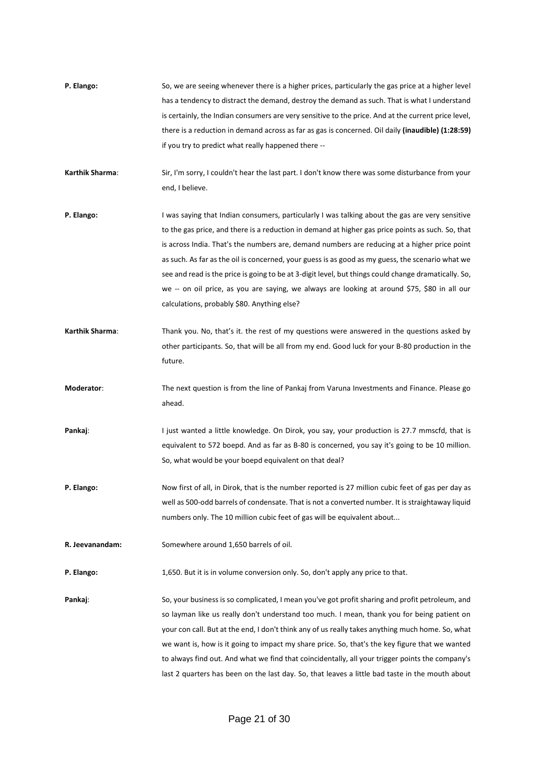**P. Elango:** So, we are seeing whenever there is a higher prices, particularly the gas price at a higher level has a tendency to distract the demand, destroy the demand as such. That is what I understand is certainly, the Indian consumers are very sensitive to the price. And at the current price level, there is a reduction in demand across as far as gas is concerned. Oil daily **(inaudible) (1:28:59)** if you try to predict what really happened there --

**Karthik Sharma**: Sir, I'm sorry, I couldn't hear the last part. I don't know there was some disturbance from your end, I believe.

**P. Elango:** I was saying that Indian consumers, particularly I was talking about the gas are very sensitive to the gas price, and there is a reduction in demand at higher gas price points as such. So, that is across India. That's the numbers are, demand numbers are reducing at a higher price point as such. As far as the oil is concerned, your guess is as good as my guess, the scenario what we see and read is the price is going to be at 3-digit level, but things could change dramatically. So, we -- on oil price, as you are saying, we always are looking at around $75, $80 in all our calculations, probably $80. Anything else?

**Karthik Sharma**: Thank you. No, that's it. the rest of my questions were answered in the questions asked by other participants. So, that will be all from my end. Good luck for your B-80 production in the future.

**Moderator**: The next question is from the line of Pankaj from Varuna Investments and Finance. Please go ahead.

**Pankaj**: I just wanted a little knowledge. On Dirok, you say, your production is 27.7 mmscfd, that is equivalent to 572 boepd. And as far as B-80 is concerned, you say it's going to be 10 million. So, what would be your boepd equivalent on that deal?

**P. Elango:** Now first of all, in Dirok, that is the number reported is 27 million cubic feet of gas per day as well as 500-odd barrels of condensate. That is not a converted number. It is straightaway liquid numbers only. The 10 million cubic feet of gas will be equivalent about...

**R. Jeevanandam:** Somewhere around 1,650 barrels of oil.

**P. Elango:** 1,650. But it is in volume conversion only. So, don't apply any price to that.

**Pankaj**: So, your business is so complicated, I mean you've got profit sharing and profit petroleum, and so layman like us really don't understand too much. I mean, thank you for being patient on your con call. But at the end, I don't think any of us really takes anything much home. So, what we want is, how is it going to impact my share price. So, that's the key figure that we wanted to always find out. And what we find that coincidentally, all your trigger points the company's last 2 quarters has been on the last day. So, that leaves a little bad taste in the mouth about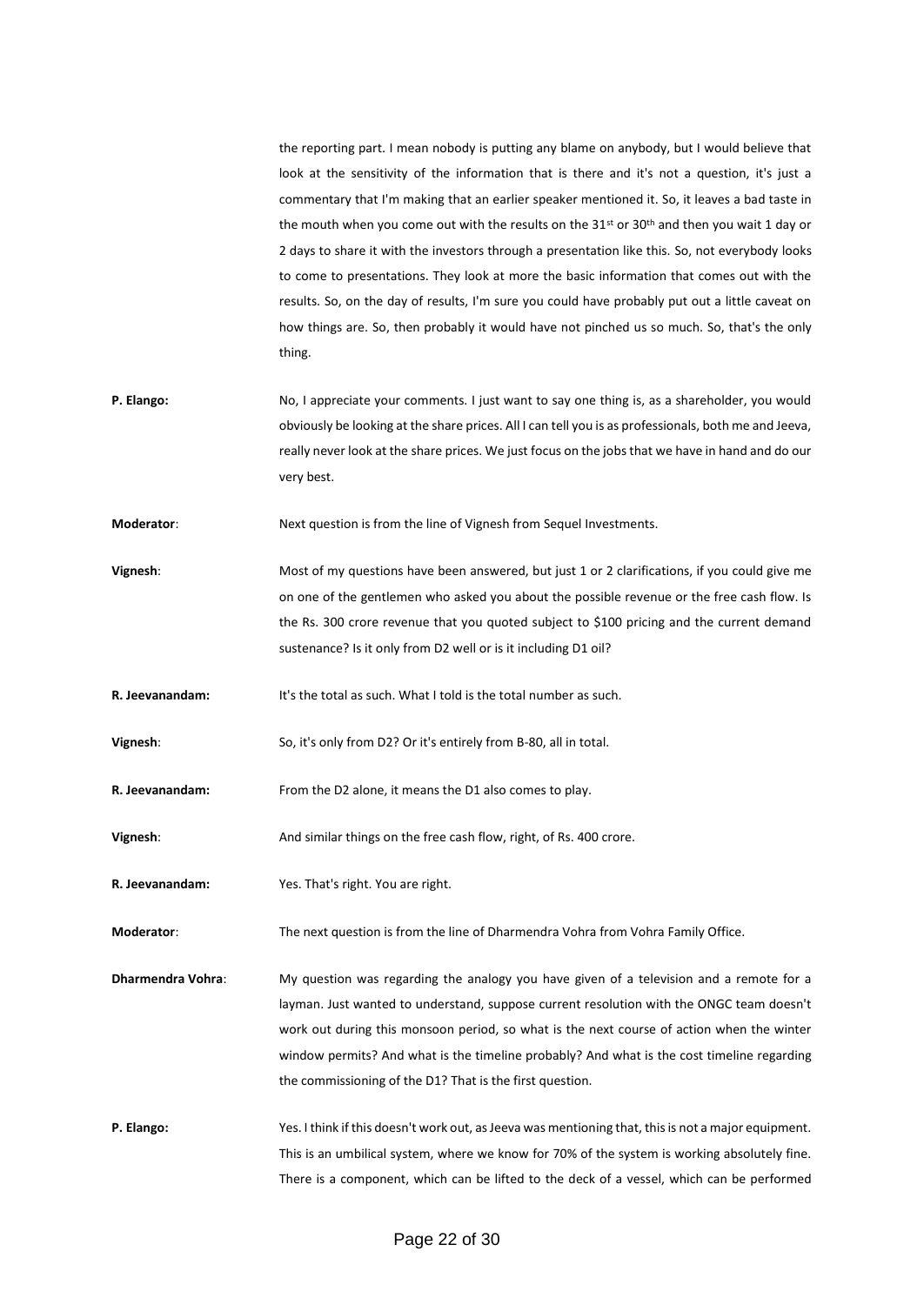the reporting part. I mean nobody is putting any blame on anybody, but I would believe that look at the sensitivity of the information that is there and it's not a question, it's just a commentary that I'm making that an earlier speaker mentioned it. So, it leaves a bad taste in the mouth when you come out with the results on the 31st or 30th and then you wait 1 day or 2 days to share it with the investors through a presentation like this. So, not everybody looks to come to presentations. They look at more the basic information that comes out with the results. So, on the day of results, I'm sure you could have probably put out a little caveat on how things are. So, then probably it would have not pinched us so much. So, that's the only thing.

**P. Elango:** No, I appreciate your comments. I just want to say one thing is, as a shareholder, you would obviously be looking at the share prices. All I can tell you is as professionals, both me and Jeeva, really never look at the share prices. We just focus on the jobs that we have in hand and do our very best.

**Moderator**: Next question is from the line of Vignesh from Sequel Investments.

**Vignesh**: Most of my questions have been answered, but just 1 or 2 clarifications, if you could give me on one of the gentlemen who asked you about the possible revenue or the free cash flow. Is the Rs. 300 crore revenue that you quoted subject to $100 pricing and the current demand sustenance? Is it only from D2 well or is it including D1 oil?

**R. Jeevanandam:** It's the total as such. What I told is the total number as such.

**Vignesh**: So, it's only from D2? Or it's entirely from B-80, all in total.

**R. Jeevanandam:** From the D2 alone, it means the D1 also comes to play.

**Vignesh**: And similar things on the free cash flow, right, of Rs. 400 crore.

**R. Jeevanandam:** Yes. That's right. You are right.

**Moderator**: The next question is from the line of Dharmendra Vohra from Vohra Family Office.

**Dharmendra Vohra**: My question was regarding the analogy you have given of a television and a remote for a layman. Just wanted to understand, suppose current resolution with the ONGC team doesn't work out during this monsoon period, so what is the next course of action when the winter window permits? And what is the timeline probably? And what is the cost timeline regarding the commissioning of the D1? That is the first question.

**P. Elango:** Yes. I think if this doesn't work out, as Jeeva was mentioning that, this is not a major equipment. This is an umbilical system, where we know for 70% of the system is working absolutely fine. There is a component, which can be lifted to the deck of a vessel, which can be performed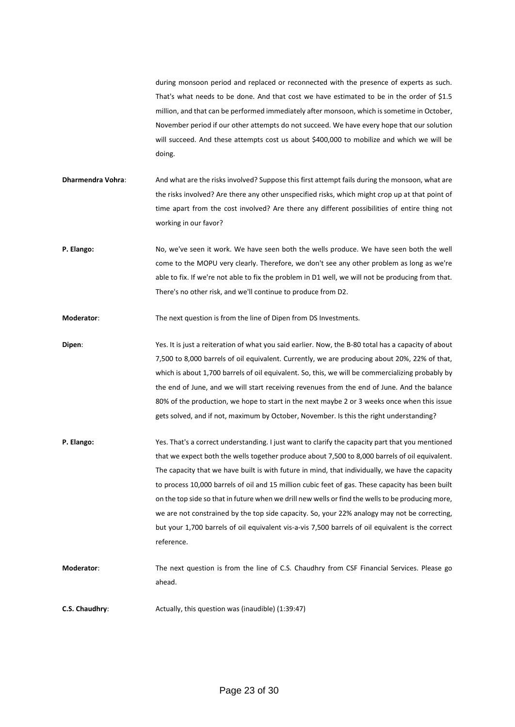during monsoon period and replaced or reconnected with the presence of experts as such. That's what needs to be done. And that cost we have estimated to be in the order of $1.5 million, and that can be performed immediately after monsoon, which is sometime in October, November period if our other attempts do not succeed. We have every hope that our solution will succeed. And these attempts cost us about $400,000 to mobilize and which we will be doing.

**Dharmendra Vohra**: And what are the risks involved? Suppose this first attempt fails during the monsoon, what are the risks involved? Are there any other unspecified risks, which might crop up at that point of time apart from the cost involved? Are there any different possibilities of entire thing not working in our favor?

**P. Elango:** No, we've seen it work. We have seen both the wells produce. We have seen both the well come to the MOPU very clearly. Therefore, we don't see any other problem as long as we're able to fix. If we're not able to fix the problem in D1 well, we will not be producing from that. There's no other risk, and we'll continue to produce from D2.

**Moderator**: The next question is from the line of Dipen from DS Investments.

**Dipen**: Yes. It is just a reiteration of what you said earlier. Now, the B-80 total has a capacity of about 7,500 to 8,000 barrels of oil equivalent. Currently, we are producing about 20%, 22% of that, which is about 1,700 barrels of oil equivalent. So, this, we will be commercializing probably by the end of June, and we will start receiving revenues from the end of June. And the balance 80% of the production, we hope to start in the next maybe 2 or 3 weeks once when this issue gets solved, and if not, maximum by October, November. Is this the right understanding?

**P. Elango:** Yes. That's a correct understanding. I just want to clarify the capacity part that you mentioned that we expect both the wells together produce about 7,500 to 8,000 barrels of oil equivalent. The capacity that we have built is with future in mind, that individually, we have the capacity to process 10,000 barrels of oil and 15 million cubic feet of gas. These capacity has been built on the top side so that in future when we drill new wells or find the wells to be producing more, we are not constrained by the top side capacity. So, your 22% analogy may not be correcting, but your 1,700 barrels of oil equivalent vis-a-vis 7,500 barrels of oil equivalent is the correct reference.

**Moderator**: The next question is from the line of C.S. Chaudhry from CSF Financial Services. Please go ahead.

**C.S. Chaudhry**: Actually, this question was (inaudible) (1:39:47)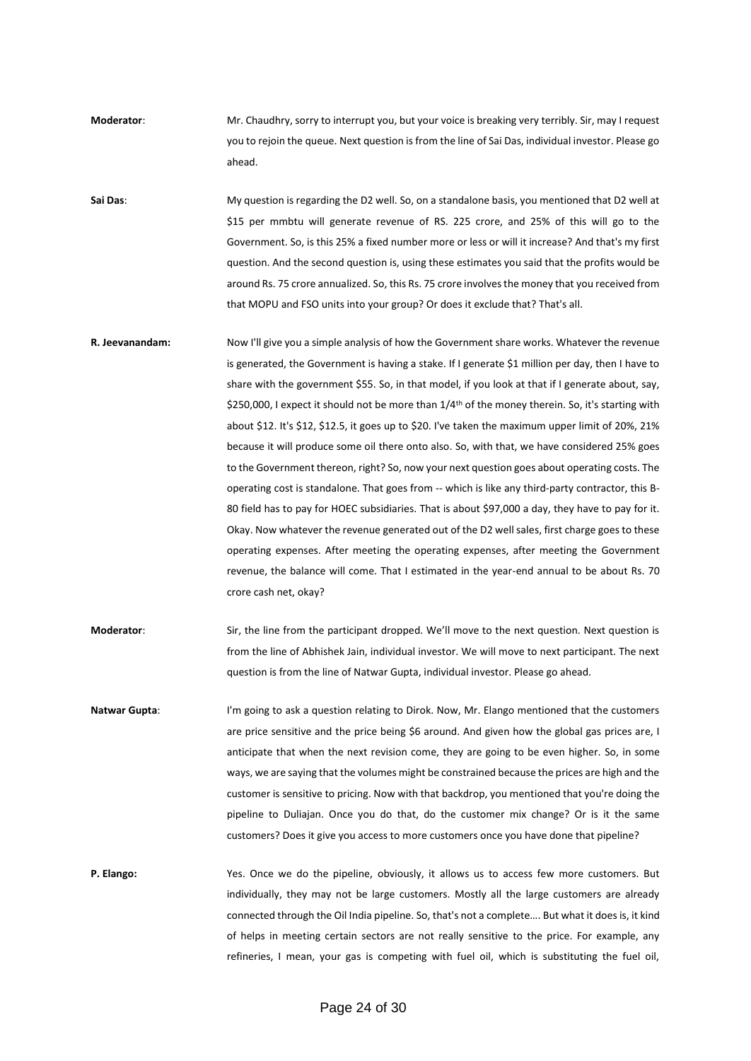**Moderator**: Mr. Chaudhry, sorry to interrupt you, but your voice is breaking very terribly. Sir, may I request you to rejoin the queue. Next question is from the line of Sai Das, individual investor. Please go ahead.

**Sai Das**: My question is regarding the D2 well. So, on a standalone basis, you mentioned that D2 well at \$15 per mmbtu will generate revenue of RS. 225 crore, and 25% of this will go to the Government. So, is this 25% a fixed number more or less or will it increase? And that's my first question. And the second question is, using these estimates you said that the profits would be around Rs. 75 crore annualized. So, this Rs. 75 crore involves the money that you received from that MOPU and FSO units into your group? Or does it exclude that? That's all.

**R. Jeevanandam:** Now I'll give you a simple analysis of how the Government share works. Whatever the revenue is generated, the Government is having a stake. If I generate \$1 million per day, then I have to share with the government \$55. So, in that model, if you look at that if I generate about, say, \$250,000, I expect it should not be more than 1/4th of the money therein. So, it's starting with about \$12. It's \$12, \$12.5, it goes up to \$20. I've taken the maximum upper limit of 20%, 21% because it will produce some oil there onto also. So, with that, we have considered 25% goes to the Government thereon, right? So, now your next question goes about operating costs. The operating cost is standalone. That goes from -- which is like any third-party contractor, this B-80 field has to pay for HOEC subsidiaries. That is about \$97,000 a day, they have to pay for it. Okay. Now whatever the revenue generated out of the D2 well sales, first charge goes to these operating expenses. After meeting the operating expenses, after meeting the Government revenue, the balance will come. That I estimated in the year-end annual to be about Rs. 70 crore cash net, okay?

**Moderator**: Sir, the line from the participant dropped. We'll move to the next question. Next question is from the line of Abhishek Jain, individual investor. We will move to next participant. The next question is from the line of Natwar Gupta, individual investor. Please go ahead.

**Natwar Gupta**: I'm going to ask a question relating to Dirok. Now, Mr. Elango mentioned that the customers are price sensitive and the price being \$6 around. And given how the global gas prices are, I anticipate that when the next revision come, they are going to be even higher. So, in some ways, we are saying that the volumes might be constrained because the prices are high and the customer is sensitive to pricing. Now with that backdrop, you mentioned that you're doing the pipeline to Duliajan. Once you do that, do the customer mix change? Or is it the same customers? Does it give you access to more customers once you have done that pipeline?

**P. Elango:** Yes. Once we do the pipeline, obviously, it allows us to access few more customers. But individually, they may not be large customers. Mostly all the large customers are already connected through the Oil India pipeline. So, that's not a complete…. But what it does is, it kind of helps in meeting certain sectors are not really sensitive to the price. For example, any refineries, I mean, your gas is competing with fuel oil, which is substituting the fuel oil,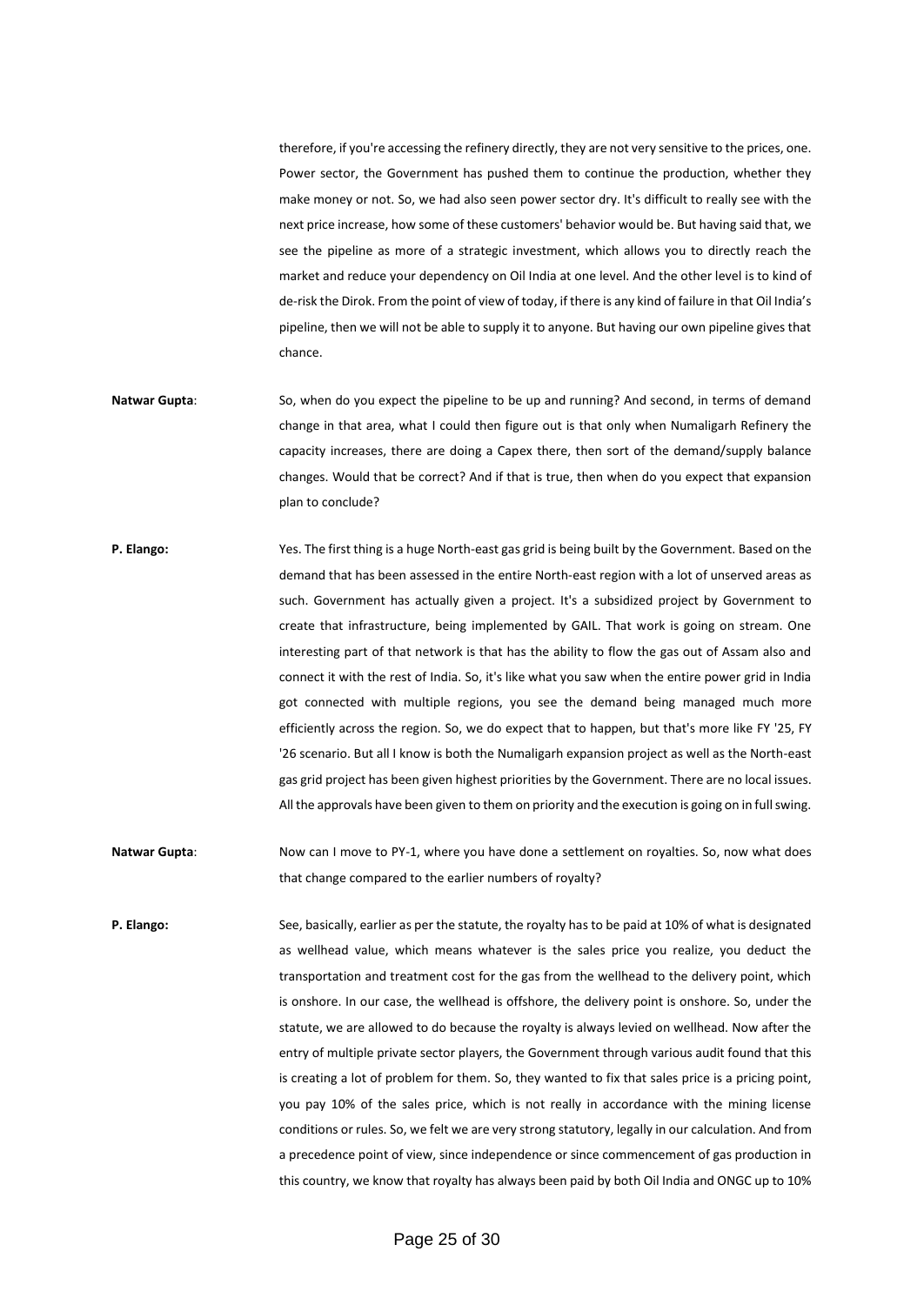therefore, if you're accessing the refinery directly, they are not very sensitive to the prices, one. Power sector, the Government has pushed them to continue the production, whether they make money or not. So, we had also seen power sector dry. It's difficult to really see with the next price increase, how some of these customers' behavior would be. But having said that, we see the pipeline as more of a strategic investment, which allows you to directly reach the market and reduce your dependency on Oil India at one level. And the other level is to kind of de-risk the Dirok. From the point of view of today, if there is any kind of failure in that Oil India's pipeline, then we will not be able to supply it to anyone. But having our own pipeline gives that chance.

**Natwar Gupta**: So, when do you expect the pipeline to be up and running? And second, in terms of demand change in that area, what I could then figure out is that only when Numaligarh Refinery the capacity increases, there are doing a Capex there, then sort of the demand/supply balance changes. Would that be correct? And if that is true, then when do you expect that expansion plan to conclude?

**P. Elango:** Yes. The first thing is a huge North-east gas grid is being built by the Government. Based on the demand that has been assessed in the entire North-east region with a lot of unserved areas as such. Government has actually given a project. It's a subsidized project by Government to create that infrastructure, being implemented by GAIL. That work is going on stream. One interesting part of that network is that has the ability to flow the gas out of Assam also and connect it with the rest of India. So, it's like what you saw when the entire power grid in India got connected with multiple regions, you see the demand being managed much more efficiently across the region. So, we do expect that to happen, but that's more like FY '25, FY '26 scenario. But all I know is both the Numaligarh expansion project as well as the North-east gas grid project has been given highest priorities by the Government. There are no local issues. All the approvals have been given to them on priority and the execution is going on in full swing.

**Natwar Gupta**: Now can I move to PY-1, where you have done a settlement on royalties. So, now what does that change compared to the earlier numbers of royalty?

**P. Elango:** See, basically, earlier as per the statute, the royalty has to be paid at 10% of what is designated as wellhead value, which means whatever is the sales price you realize, you deduct the transportation and treatment cost for the gas from the wellhead to the delivery point, which is onshore. In our case, the wellhead is offshore, the delivery point is onshore. So, under the statute, we are allowed to do because the royalty is always levied on wellhead. Now after the entry of multiple private sector players, the Government through various audit found that this is creating a lot of problem for them. So, they wanted to fix that sales price is a pricing point, you pay 10% of the sales price, which is not really in accordance with the mining license conditions or rules. So, we felt we are very strong statutory, legally in our calculation. And from a precedence point of view, since independence or since commencement of gas production in this country, we know that royalty has always been paid by both Oil India and ONGC up to 10%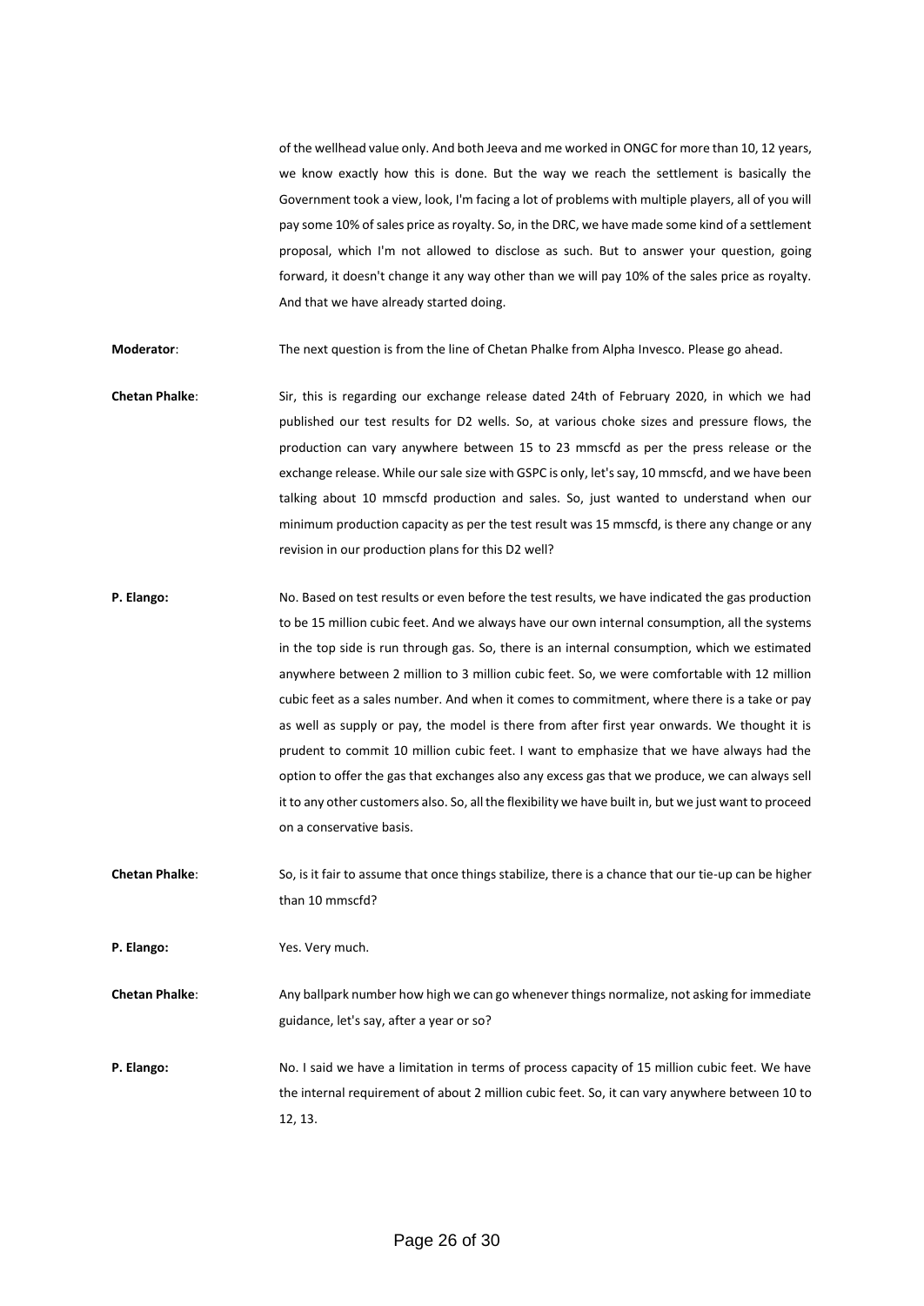of the wellhead value only. And both Jeeva and me worked in ONGC for more than 10, 12 years, we know exactly how this is done. But the way we reach the settlement is basically the Government took a view, look, I'm facing a lot of problems with multiple players, all of you will pay some 10% of sales price as royalty. So, in the DRC, we have made some kind of a settlement proposal, which I'm not allowed to disclose as such. But to answer your question, going forward, it doesn't change it any way other than we will pay 10% of the sales price as royalty. And that we have already started doing.

**Moderator**: The next question is from the line of Chetan Phalke from Alpha Invesco. Please go ahead.

**Chetan Phalke**: Sir, this is regarding our exchange release dated 24th of February 2020, in which we had published our test results for D2 wells. So, at various choke sizes and pressure flows, the production can vary anywhere between 15 to 23 mmscfd as per the press release or the exchange release. While our sale size with GSPC is only, let's say, 10 mmscfd, and we have been talking about 10 mmscfd production and sales. So, just wanted to understand when our minimum production capacity as per the test result was 15 mmscfd, is there any change or any revision in our production plans for this D2 well?

**P. Elango:** No. Based on test results or even before the test results, we have indicated the gas production to be 15 million cubic feet. And we always have our own internal consumption, all the systems in the top side is run through gas. So, there is an internal consumption, which we estimated anywhere between 2 million to 3 million cubic feet. So, we were comfortable with 12 million cubic feet as a sales number. And when it comes to commitment, where there is a take or pay as well as supply or pay, the model is there from after first year onwards. We thought it is prudent to commit 10 million cubic feet. I want to emphasize that we have always had the option to offer the gas that exchanges also any excess gas that we produce, we can always sell it to any other customers also. So, all the flexibility we have built in, but we just want to proceed on a conservative basis.

**Chetan Phalke**: So, is it fair to assume that once things stabilize, there is a chance that our tie-up can be higher than 10 mmscfd?

**P. Elango:** Yes. Very much.

**Chetan Phalke**: Any ballpark number how high we can go whenever things normalize, not asking for immediate guidance, let's say, after a year or so?

**P. Elango:** No. I said we have a limitation in terms of process capacity of 15 million cubic feet. We have the internal requirement of about 2 million cubic feet. So, it can vary anywhere between 10 to 12, 13.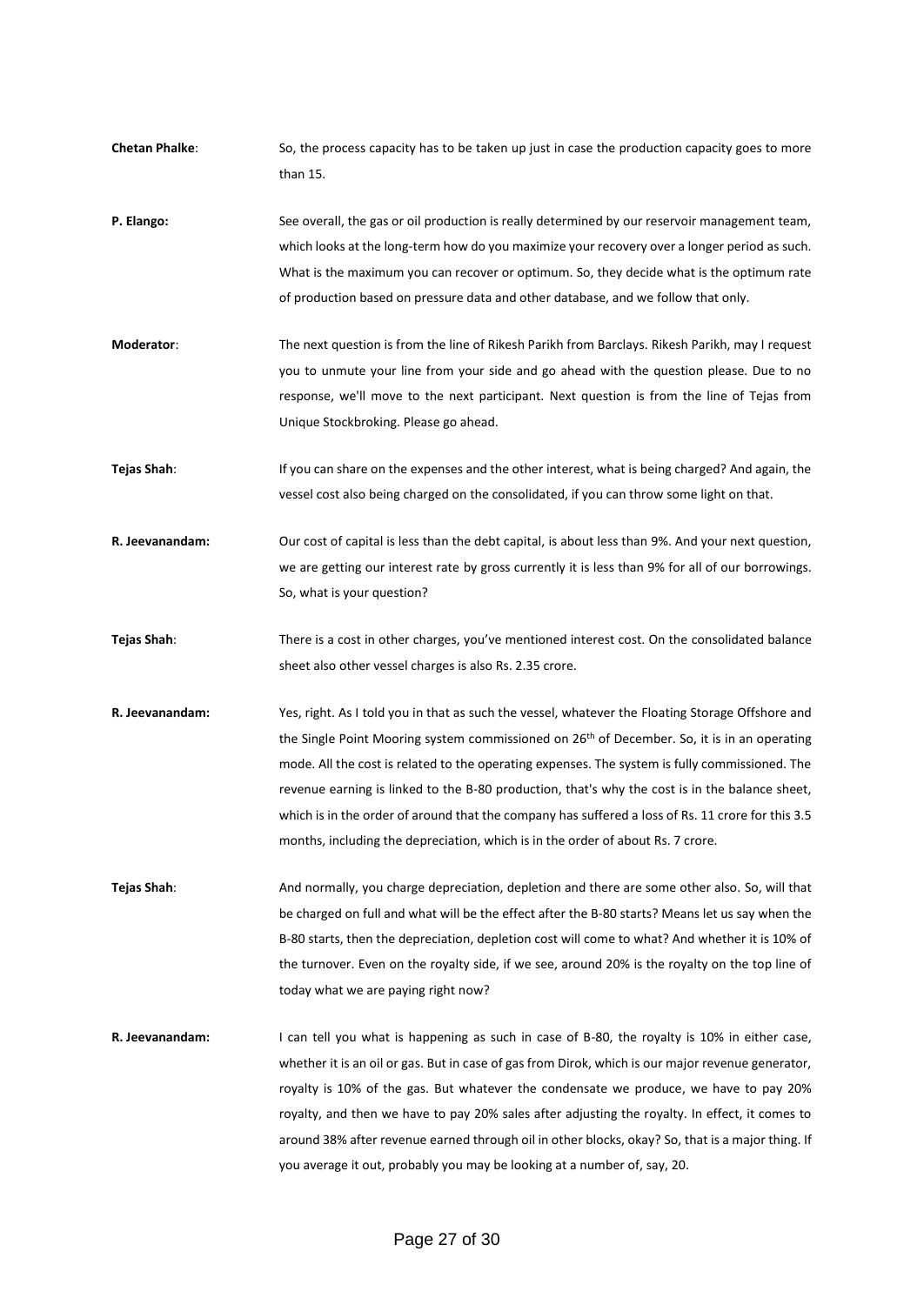**Chetan Phalke**: So, the process capacity has to be taken up just in case the production capacity goes to more than 15.

**P. Elango:** See overall, the gas or oil production is really determined by our reservoir management team, which looks at the long-term how do you maximize your recovery over a longer period as such. What is the maximum you can recover or optimum. So, they decide what is the optimum rate of production based on pressure data and other database, and we follow that only.

**Moderator**: The next question is from the line of Rikesh Parikh from Barclays. Rikesh Parikh, may I request you to unmute your line from your side and go ahead with the question please. Due to no response, we'll move to the next participant. Next question is from the line of Tejas from Unique Stockbroking. Please go ahead.

**Tejas Shah**: If you can share on the expenses and the other interest, what is being charged? And again, the vessel cost also being charged on the consolidated, if you can throw some light on that.

**R. Jeevanandam:** Our cost of capital is less than the debt capital, is about less than 9%. And your next question, we are getting our interest rate by gross currently it is less than 9% for all of our borrowings. So, what is your question?

**Tejas Shah**: There is a cost in other charges, you've mentioned interest cost. On the consolidated balance sheet also other vessel charges is also Rs. 2.35 crore.

**R. Jeevanandam:** Yes, right. As I told you in that as such the vessel, whatever the Floating Storage Offshore and the Single Point Mooring system commissioned on 26th of December. So, it is in an operating mode. All the cost is related to the operating expenses. The system is fully commissioned. The revenue earning is linked to the B-80 production, that's why the cost is in the balance sheet, which is in the order of around that the company has suffered a loss of Rs. 11 crore for this 3.5 months, including the depreciation, which is in the order of about Rs. 7 crore.

**Tejas Shah**: And normally, you charge depreciation, depletion and there are some other also. So, will that be charged on full and what will be the effect after the B-80 starts? Means let us say when the B-80 starts, then the depreciation, depletion cost will come to what? And whether it is 10% of the turnover. Even on the royalty side, if we see, around 20% is the royalty on the top line of today what we are paying right now?

**R. Jeevanandam:** I can tell you what is happening as such in case of B-80, the royalty is 10% in either case, whether it is an oil or gas. But in case of gas from Dirok, which is our major revenue generator, royalty is 10% of the gas. But whatever the condensate we produce, we have to pay 20% royalty, and then we have to pay 20% sales after adjusting the royalty. In effect, it comes to around 38% after revenue earned through oil in other blocks, okay? So, that is a major thing. If you average it out, probably you may be looking at a number of, say, 20.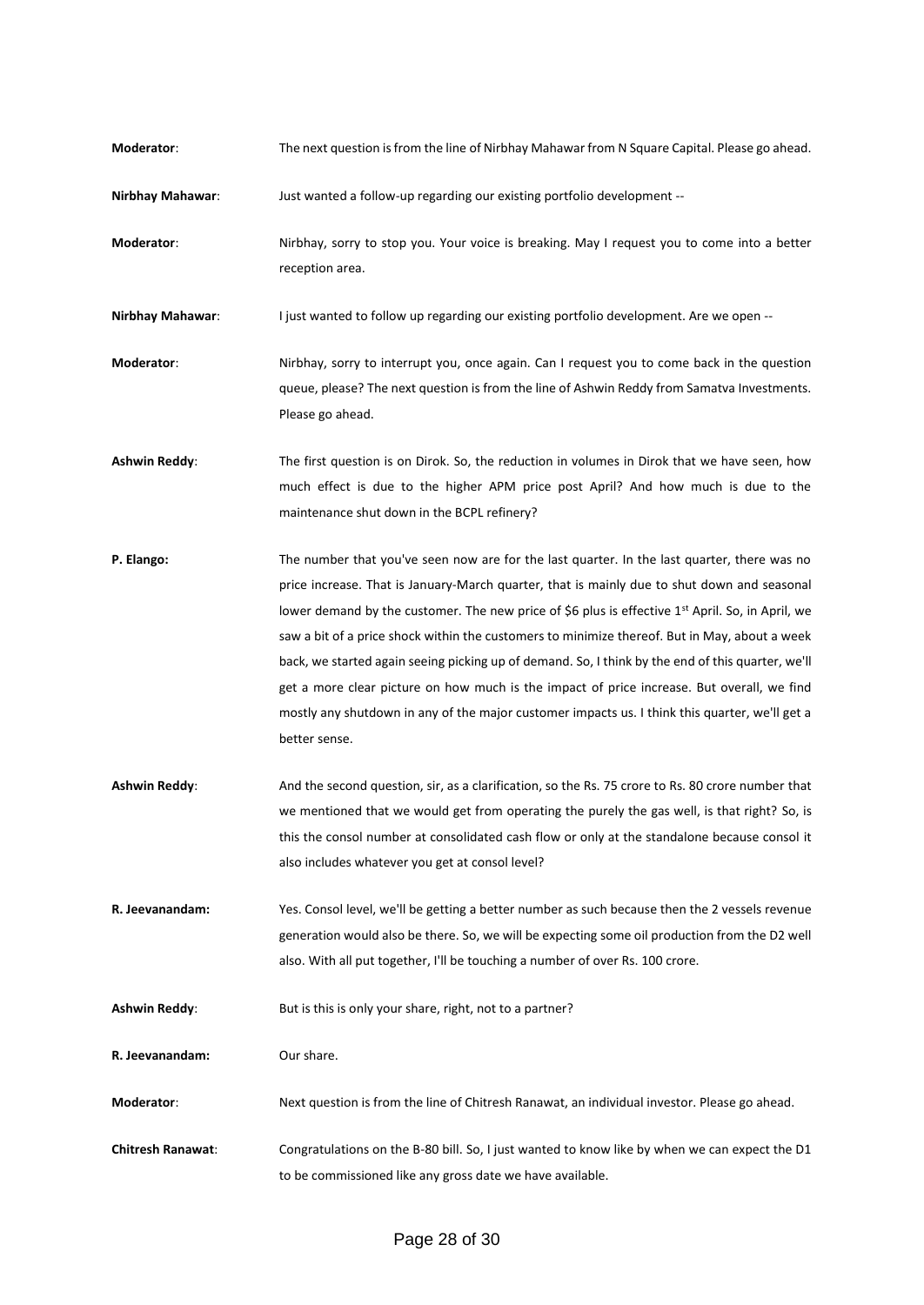**Moderator**: The next question is from the line of Nirbhay Mahawar from N Square Capital. Please go ahead.

**Nirbhay Mahawar**: Just wanted a follow-up regarding our existing portfolio development --

**Moderator**: Nirbhay, sorry to stop you. Your voice is breaking. May I request you to come into a better reception area.

**Nirbhay Mahawar**: I just wanted to follow up regarding our existing portfolio development. Are we open --

**Moderator**: Nirbhay, sorry to interrupt you, once again. Can I request you to come back in the question queue, please? The next question is from the line of Ashwin Reddy from Samatva Investments. Please go ahead.

**Ashwin Reddy**: The first question is on Dirok. So, the reduction in volumes in Dirok that we have seen, how much effect is due to the higher APM price post April? And how much is due to the maintenance shut down in the BCPL refinery?

**P. Elango:** The number that you've seen now are for the last quarter. In the last quarter, there was no price increase. That is January-March quarter, that is mainly due to shut down and seasonal lower demand by the customer. The new price of \$6 plus is effective 1st April. So, in April, we saw a bit of a price shock within the customers to minimize thereof. But in May, about a week back, we started again seeing picking up of demand. So, I think by the end of this quarter, we'll get a more clear picture on how much is the impact of price increase. But overall, we find mostly any shutdown in any of the major customer impacts us. I think this quarter, we'll get a better sense.

**Ashwin Reddy**: And the second question, sir, as a clarification, so the Rs. 75 crore to Rs. 80 crore number that we mentioned that we would get from operating the purely the gas well, is that right? So, is this the consol number at consolidated cash flow or only at the standalone because consol it also includes whatever you get at consol level?

**R. Jeevanandam:** Yes. Consol level, we'll be getting a better number as such because then the 2 vessels revenue generation would also be there. So, we will be expecting some oil production from the D2 well also. With all put together, I'll be touching a number of over Rs. 100 crore.

**Ashwin Reddy**: But is this is only your share, right, not to a partner?

**R. Jeevanandam:** Our share.

**Moderator**: Next question is from the line of Chitresh Ranawat, an individual investor. Please go ahead.

**Chitresh Ranawat**: Congratulations on the B-80 bill. So, I just wanted to know like by when we can expect the D1 to be commissioned like any gross date we have available.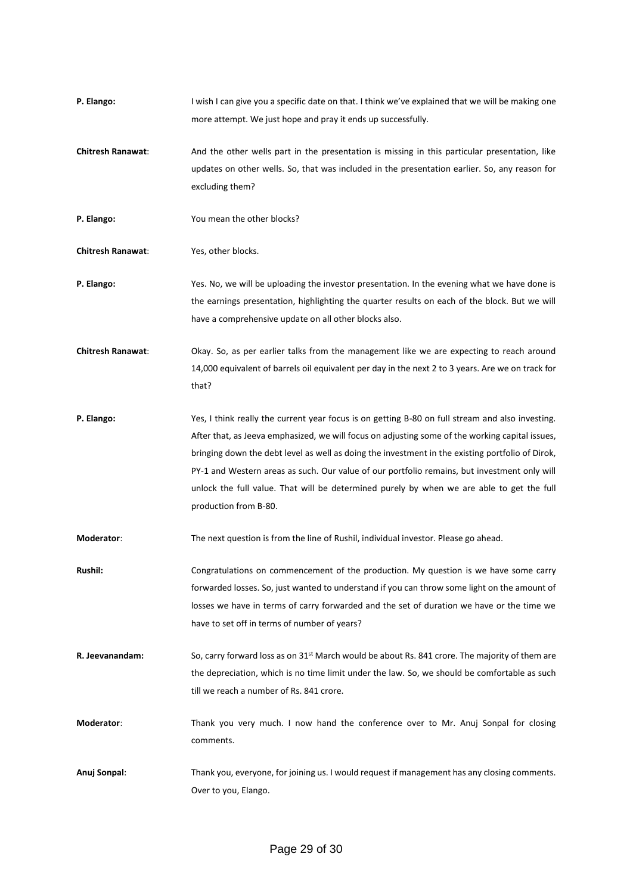**P. Elango:** I wish I can give you a specific date on that. I think we've explained that we will be making one more attempt. We just hope and pray it ends up successfully.

**Chitresh Ranawat**: And the other wells part in the presentation is missing in this particular presentation, like updates on other wells. So, that was included in the presentation earlier. So, any reason for excluding them?

**P. Elango:** You mean the other blocks?

**Chitresh Ranawat**: Yes, other blocks.

**P. Elango:** Yes. No, we will be uploading the investor presentation. In the evening what we have done is the earnings presentation, highlighting the quarter results on each of the block. But we will have a comprehensive update on all other blocks also.

**Chitresh Ranawat**: Okay. So, as per earlier talks from the management like we are expecting to reach around 14,000 equivalent of barrels oil equivalent per day in the next 2 to 3 years. Are we on track for that?

**P. Elango:** Yes, I think really the current year focus is on getting B-80 on full stream and also investing. After that, as Jeeva emphasized, we will focus on adjusting some of the working capital issues, bringing down the debt level as well as doing the investment in the existing portfolio of Dirok, PY-1 and Western areas as such. Our value of our portfolio remains, but investment only will unlock the full value. That will be determined purely by when we are able to get the full production from B-80.

**Moderator**: The next question is from the line of Rushil, individual investor. Please go ahead.

**Rushil:** Congratulations on commencement of the production. My question is we have some carry forwarded losses. So, just wanted to understand if you can throw some light on the amount of losses we have in terms of carry forwarded and the set of duration we have or the time we have to set off in terms of number of years?

**R. Jeevanandam:** So, carry forward loss as on 31st March would be about Rs. 841 crore. The majority of them are the depreciation, which is no time limit under the law. So, we should be comfortable as such till we reach a number of Rs. 841 crore.

**Moderator**: Thank you very much. I now hand the conference over to Mr. Anuj Sonpal for closing comments.

**Anuj Sonpal**: Thank you, everyone, for joining us. I would request if management has any closing comments. Over to you, Elango.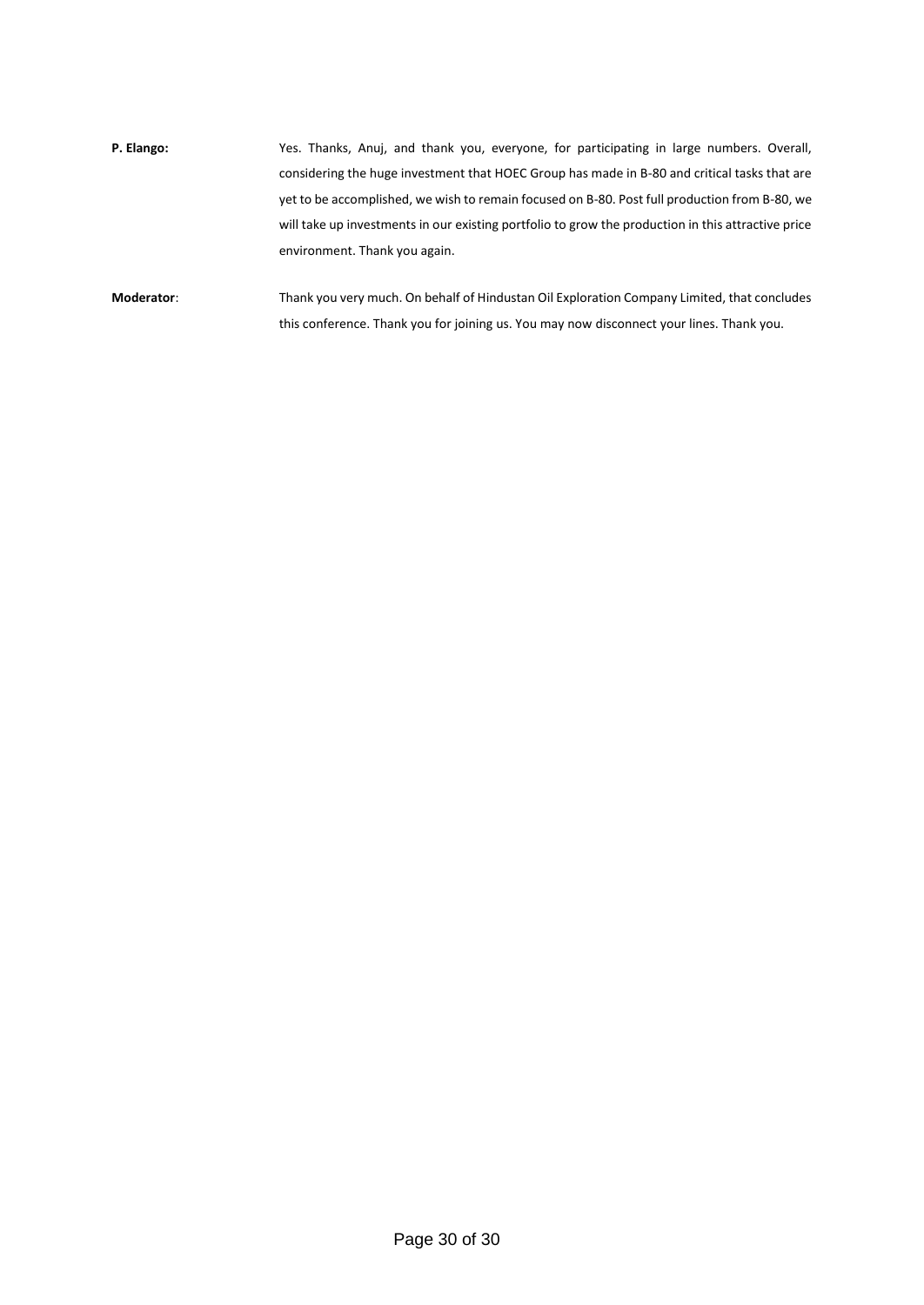**P. Elango:** Yes. Thanks, Anuj, and thank you, everyone, for participating in large numbers. Overall, considering the huge investment that HOEC Group has made in B-80 and critical tasks that are yet to be accomplished, we wish to remain focused on B-80. Post full production from B-80, we will take up investments in our existing portfolio to grow the production in this attractive price environment. Thank you again.

**Moderator**: Thank you very much. On behalf of Hindustan Oil Exploration Company Limited, that concludes this conference. Thank you for joining us. You may now disconnect your lines. Thank you.